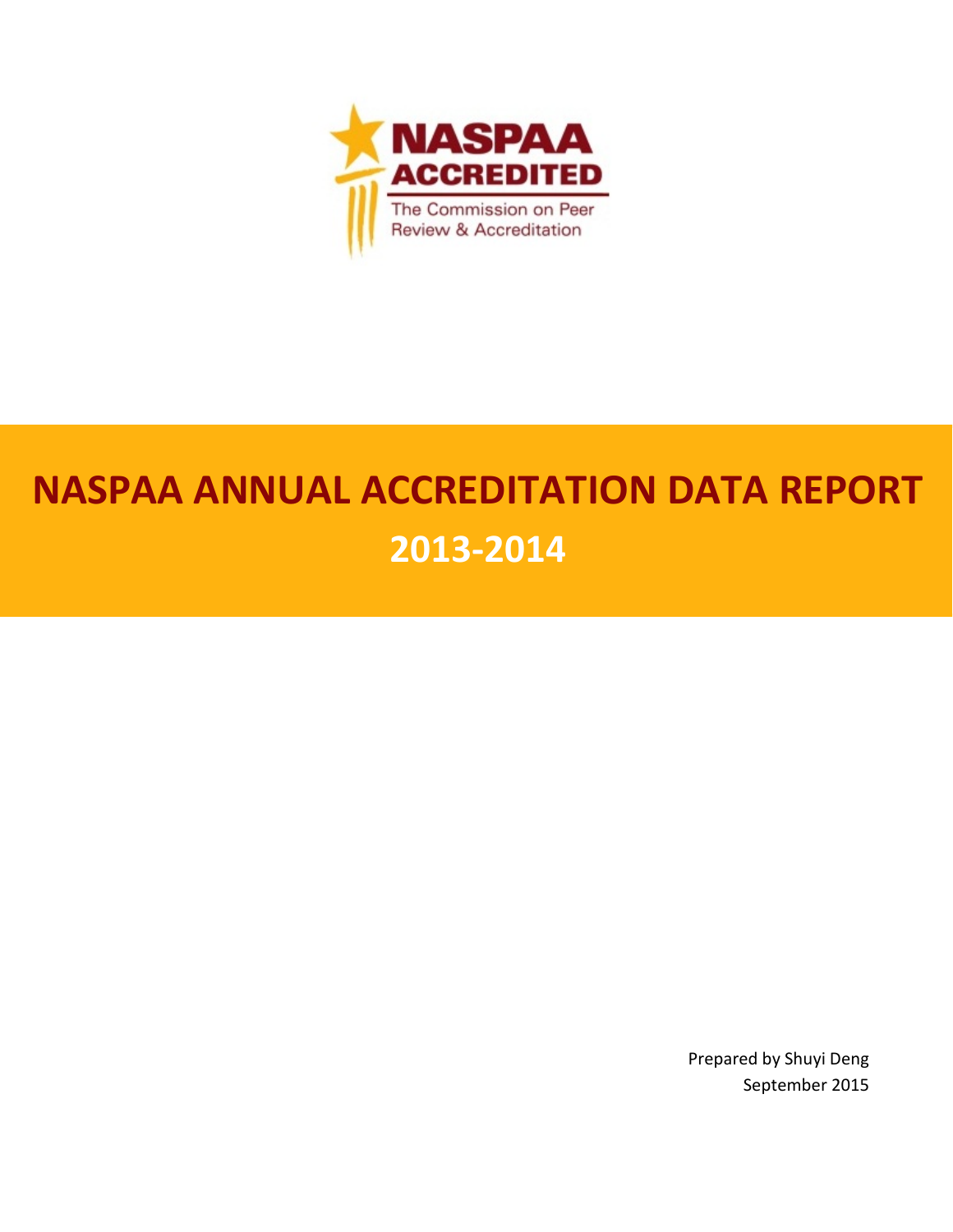NASPAA ACCREDITED

The Commission on Peer Review & Accreditation

# NASPAA ANNUAL ACCREDITATION DATA REPORT

## 2013-2014

Prepared by Shuyi Deng

September 2015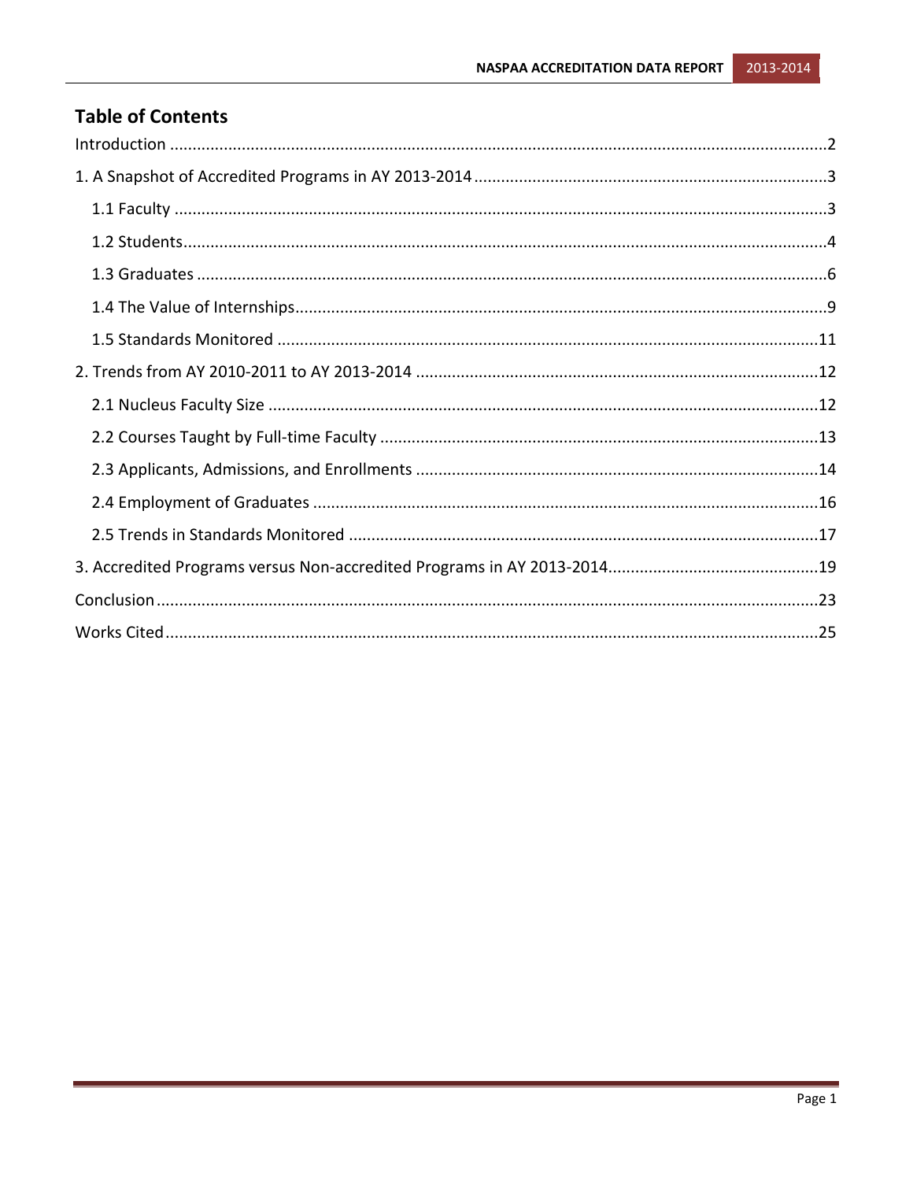# Table of Contents

Introduction .....2

1. A Snapshot of Accredited Programs in AY 2013-2014 .....3
   - 1.1 Faculty .....3
   - 1.2 Students .....4
   - 1.3 Graduates .....6
   - 1.4 The Value of Internships .....9
   - 1.5 Standards Monitored .....11
2. Trends from AY 2010-2011 to AY 2013-2014 .....12
   - 2.1 Nucleus Faculty Size .....12
   - 2.2 Courses Taught by Full-time Faculty .....13
   - 2.3 Applicants, Admissions, and Enrollments .....14
   - 2.4 Employment of Graduates .....16
   - 2.5 Trends in Standards Monitored .....17
3. Accredited Programs versus Non-accredited Programs in AY 2013-2014 .....19

Conclusion .....23

Works Cited .....25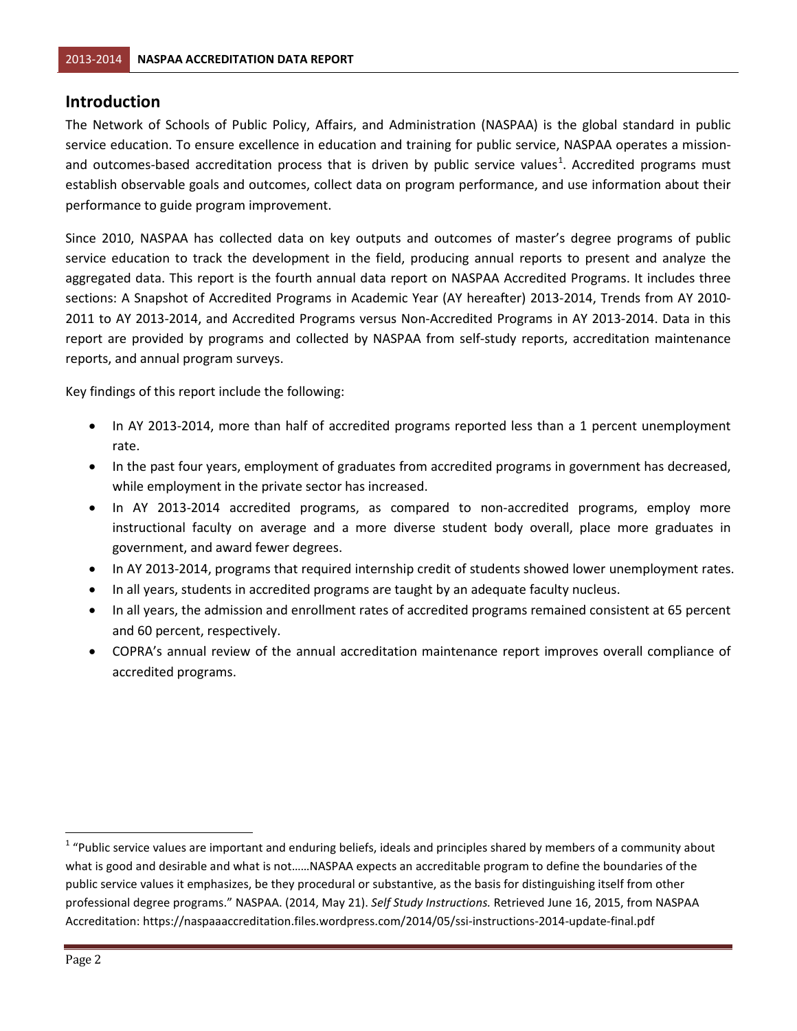## Introduction

The Network of Schools of Public Policy, Affairs, and Administration (NASPAA) is the global standard in public service education. To ensure excellence in education and training for public service, NASPAA operates a mission- and outcomes-based accreditation process that is driven by public service values[1]. Accredited programs must establish observable goals and outcomes, collect data on program performance, and use information about their performance to guide program improvement.

Since 2010, NASPAA has collected data on key outputs and outcomes of master's degree programs of public service education to track the development in the field, producing annual reports to present and analyze the aggregated data. This report is the fourth annual data report on NASPAA Accredited Programs. It includes three sections: A Snapshot of Accredited Programs in Academic Year (AY hereafter) 2013-2014, Trends from AY 2010-2011 to AY 2013-2014, and Accredited Programs versus Non-Accredited Programs in AY 2013-2014. Data in this report are provided by programs and collected by NASPAA from self-study reports, accreditation maintenance reports, and annual program surveys.

Key findings of this report include the following:

- In AY 2013-2014, more than half of accredited programs reported less than a 1 percent unemployment rate.
- In the past four years, employment of graduates from accredited programs in government has decreased, while employment in the private sector has increased.
- In AY 2013-2014 accredited programs, as compared to non-accredited programs, employ more instructional faculty on average and a more diverse student body overall, place more graduates in government, and award fewer degrees.
- In AY 2013-2014, programs that required internship credit of students showed lower unemployment rates.
- In all years, students in accredited programs are taught by an adequate faculty nucleus.
- In all years, the admission and enrollment rates of accredited programs remained consistent at 65 percent and 60 percent, respectively.
- COPRA's annual review of the annual accreditation maintenance report improves overall compliance of accredited programs.

[1] "Public service values are important and enduring beliefs, ideals and principles shared by members of a community about what is good and desirable and what is not……NASPAA expects an accreditable program to define the boundaries of the public service values it emphasizes, be they procedural or substantive, as the basis for distinguishing itself from other professional degree programs." NASPAA. (2014, May 21). *Self Study Instructions.* Retrieved June 16, 2015, from NASPAA Accreditation: https://naspaaaccreditation.files.wordpress.com/2014/05/ssi-instructions-2014-update-final.pdf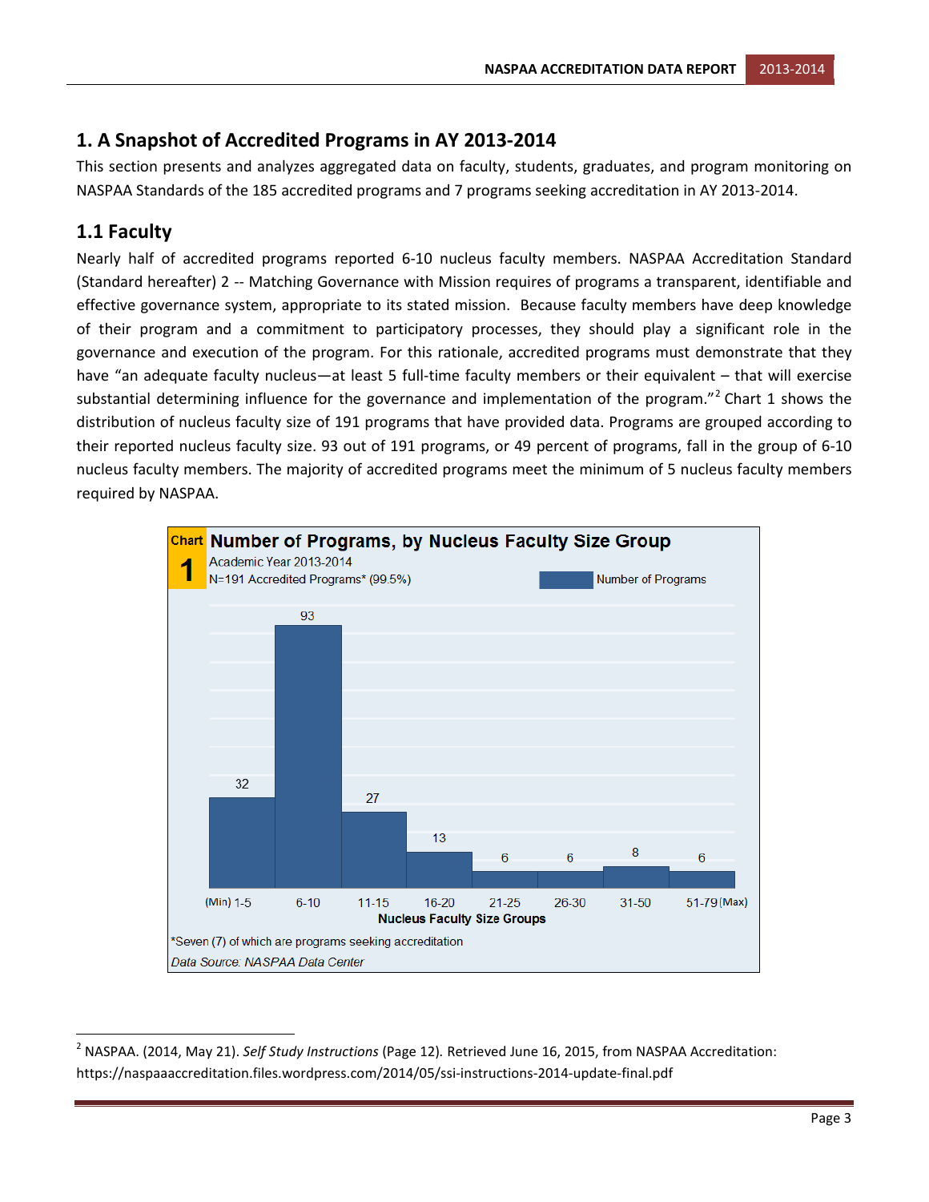## 1. A Snapshot of Accredited Programs in AY 2013-2014

This section presents and analyzes aggregated data on faculty, students, graduates, and program monitoring on NASPAA Standards of the 185 accredited programs and 7 programs seeking accreditation in AY 2013-2014.

### 1.1 Faculty

Nearly half of accredited programs reported 6-10 nucleus faculty members. NASPAA Accreditation Standard (Standard hereafter) 2 -- Matching Governance with Mission requires of programs a transparent, identifiable and effective governance system, appropriate to its stated mission. Because faculty members have deep knowledge of their program and a commitment to participatory processes, they should play a significant role in the governance and execution of the program. For this rationale, accredited programs must demonstrate that they have “an adequate faculty nucleus—at least 5 full-time faculty members or their equivalent – that will exercise substantial determining influence for the governance and implementation of the program.”[2] Chart 1 shows the distribution of nucleus faculty size of 191 programs that have provided data. Programs are grouped according to their reported nucleus faculty size. 93 out of 191 programs, or 49 percent of programs, fall in the group of 6-10 nucleus faculty members. The majority of accredited programs meet the minimum of 5 nucleus faculty members required by NASPAA.

**Chart 1 Number of Programs, by Nucleus Faculty Size Group**
Academic Year 2013-2014
N=191 Accredited Programs* (99.5%)

| Nucleus Faculty Size Groups | Number of Programs |
|---|---|
| (Min) 1-5 | 32 |
| 6-10 | 93 |
| 11-15 | 27 |
| 16-20 | 13 |
| 21-25 | 6 |
| 26-30 | 6 |
| 31-50 | 8 |
| 51-79 (Max) | 6 |

*Seven (7) of which are programs seeking accreditation

*Data Source: NASPAA Data Center*

---

[2] NASPAA. (2014, May 21). *Self Study Instructions* (Page 12). Retrieved June 16, 2015, from NASPAA Accreditation: https://naspaaaccreditation.files.wordpress.com/2014/05/ssi-instructions-2014-update-final.pdf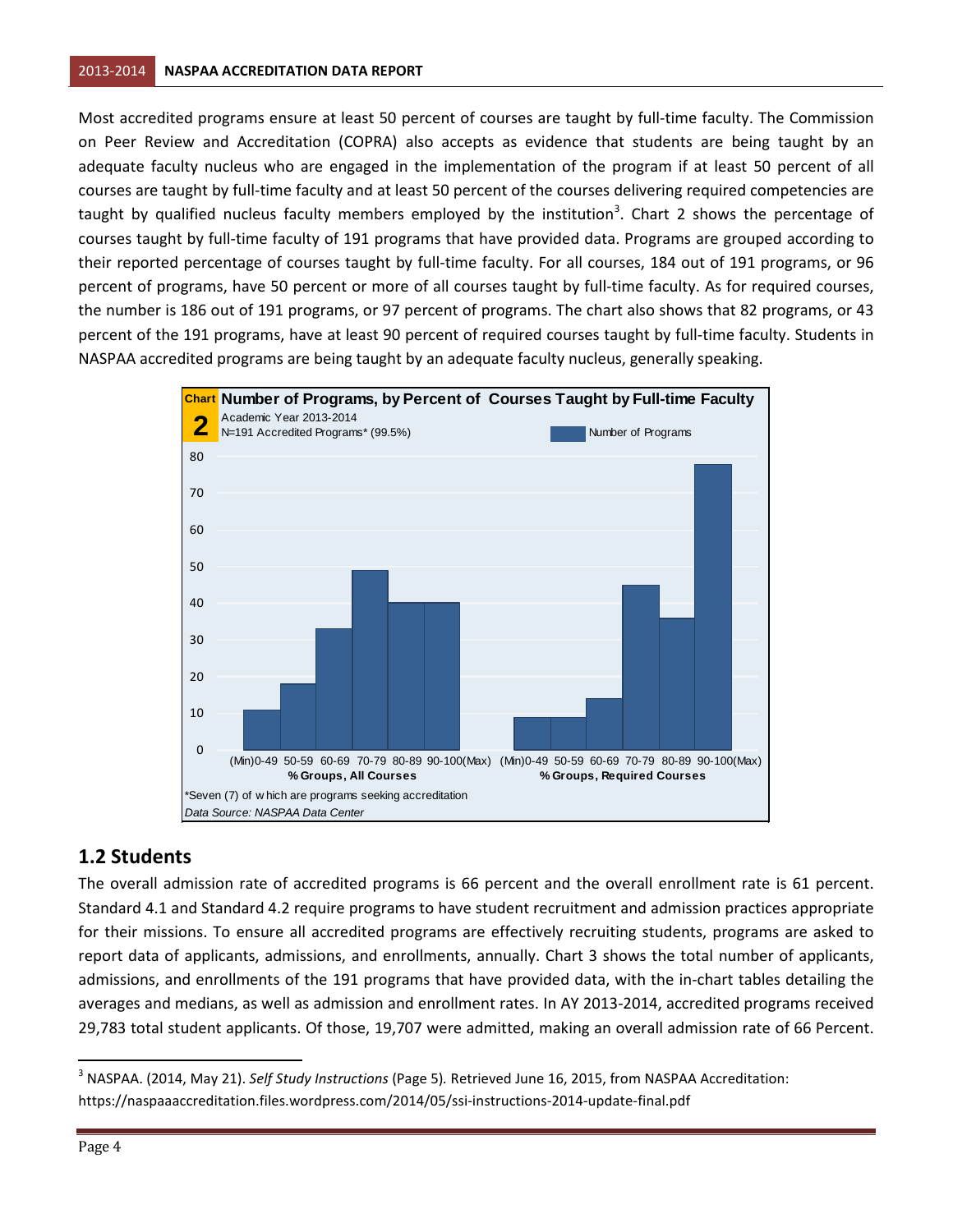Most accredited programs ensure at least 50 percent of courses are taught by full-time faculty. The Commission on Peer Review and Accreditation (COPRA) also accepts as evidence that students are being taught by an adequate faculty nucleus who are engaged in the implementation of the program if at least 50 percent of all courses are taught by full-time faculty and at least 50 percent of the courses delivering required competencies are taught by qualified nucleus faculty members employed by the institution[3]. Chart 2 shows the percentage of courses taught by full-time faculty of 191 programs that have provided data. Programs are grouped according to their reported percentage of courses taught by full-time faculty. For all courses, 184 out of 191 programs, or 96 percent of programs, have 50 percent or more of all courses taught by full-time faculty. As for required courses, the number is 186 out of 191 programs, or 97 percent of programs. The chart also shows that 82 programs, or 43 percent of the 191 programs, have at least 90 percent of required courses taught by full-time faculty. Students in NASPAA accredited programs are being taught by an adequate faculty nucleus, generally speaking.

**Chart 2 Number of Programs, by Percent of Courses Taught by Full-time Faculty**
Academic Year 2013-2014
N=191 Accredited Programs* (99.5%)

| % Groups | All Courses | Required Courses |
|---|---|---|
| (Min)0-49 | 11 | 9 |
| 50-59 | 18 | 9 |
| 60-69 | 33 | 14 |
| 70-79 | 49 | 45 |
| 80-89 | 40 | 36 |
| 90-100(Max) | 40 | 78 |

*Seven (7) of which are programs seeking accreditation
*Data Source: NASPAA Data Center*

## 1.2 Students

The overall admission rate of accredited programs is 66 percent and the overall enrollment rate is 61 percent. Standard 4.1 and Standard 4.2 require programs to have student recruitment and admission practices appropriate for their missions. To ensure all accredited programs are effectively recruiting students, programs are asked to report data of applicants, admissions, and enrollments, annually. Chart 3 shows the total number of applicants, admissions, and enrollments of the 191 programs that have provided data, with the in-chart tables detailing the averages and medians, as well as admission and enrollment rates. In AY 2013-2014, accredited programs received 29,783 total student applicants. Of those, 19,707 were admitted, making an overall admission rate of 66 Percent.

[3] NASPAA. (2014, May 21). *Self Study Instructions* (Page 5). Retrieved June 16, 2015, from NASPAA Accreditation: https://naspaaaccreditation.files.wordpress.com/2014/05/ssi-instructions-2014-update-final.pdf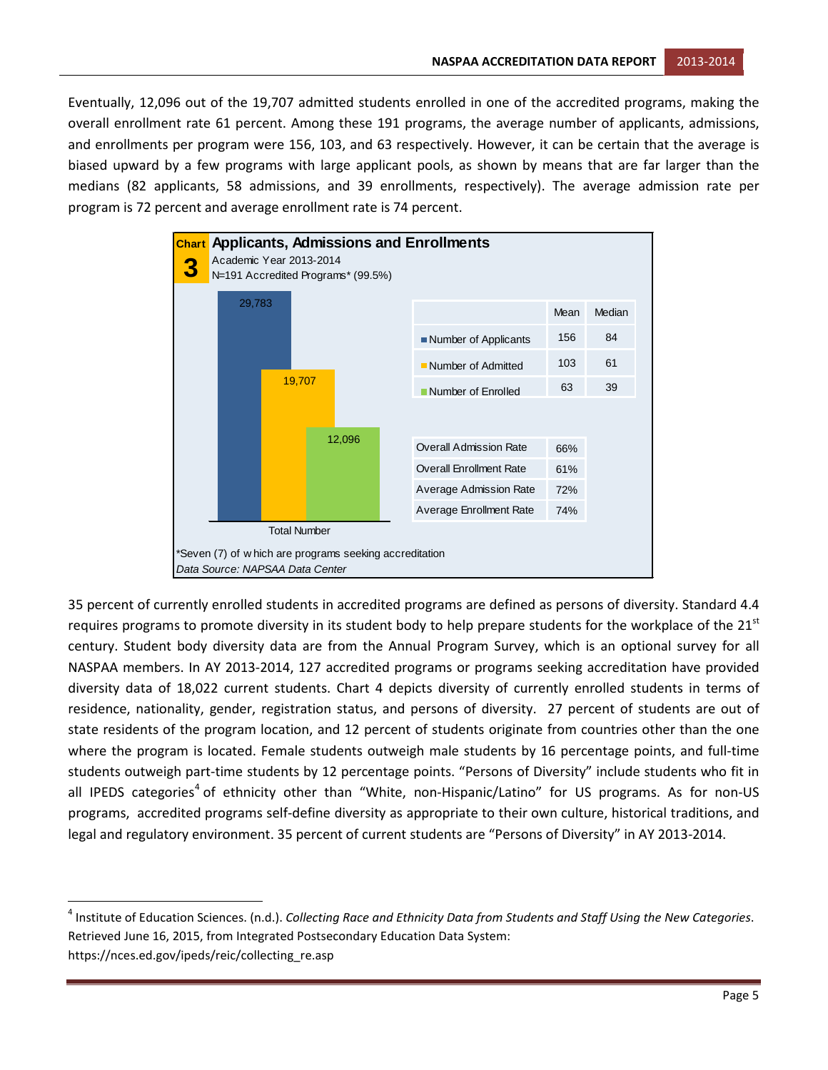Eventually, 12,096 out of the 19,707 admitted students enrolled in one of the accredited programs, making the overall enrollment rate 61 percent. Among these 191 programs, the average number of applicants, admissions, and enrollments per program were 156, 103, and 63 respectively. However, it can be certain that the average is biased upward by a few programs with large applicant pools, as shown by means that are far larger than the medians (82 applicants, 58 admissions, and 39 enrollments, respectively). The average admission rate per program is 72 percent and average enrollment rate is 74 percent.

**Chart 3 Applicants, Admissions and Enrollments**
Academic Year 2013-2014
N=191 Accredited Programs* (99.5%)

| Total Number | |
|---|---|
| Number of Applicants | 29,783 |
| Number of Admitted | 19,707 |
| Number of Enrolled | 12,096 |

| | Mean | Median |
|---|---|---|
| Number of Applicants | 156 | 84 |
| Number of Admitted | 103 | 61 |
| Number of Enrolled | 63 | 39 |

| | |
|---|---|
| Overall Admission Rate | 66% |
| Overall Enrollment Rate | 61% |
| Average Admission Rate | 72% |
| Average Enrollment Rate | 74% |

*Seven (7) of which are programs seeking accreditation
*Data Source: NAPSAA Data Center*

35 percent of currently enrolled students in accredited programs are defined as persons of diversity. Standard 4.4 requires programs to promote diversity in its student body to help prepare students for the workplace of the 21st century. Student body diversity data are from the Annual Program Survey, which is an optional survey for all NASPAA members. In AY 2013-2014, 127 accredited programs or programs seeking accreditation have provided diversity data of 18,022 current students. Chart 4 depicts diversity of currently enrolled students in terms of residence, nationality, gender, registration status, and persons of diversity. 27 percent of students are out of state residents of the program location, and 12 percent of students originate from countries other than the one where the program is located. Female students outweigh male students by 16 percentage points, and full-time students outweigh part-time students by 12 percentage points. "Persons of Diversity" include students who fit in all IPEDS categories[4] of ethnicity other than "White, non-Hispanic/Latino" for US programs. As for non-US programs, accredited programs self-define diversity as appropriate to their own culture, historical traditions, and legal and regulatory environment. 35 percent of current students are "Persons of Diversity" in AY 2013-2014.

---

[4] Institute of Education Sciences. (n.d.). *Collecting Race and Ethnicity Data from Students and Staff Using the New Categories*. Retrieved June 16, 2015, from Integrated Postsecondary Education Data System: https://nces.ed.gov/ipeds/reic/collecting_re.asp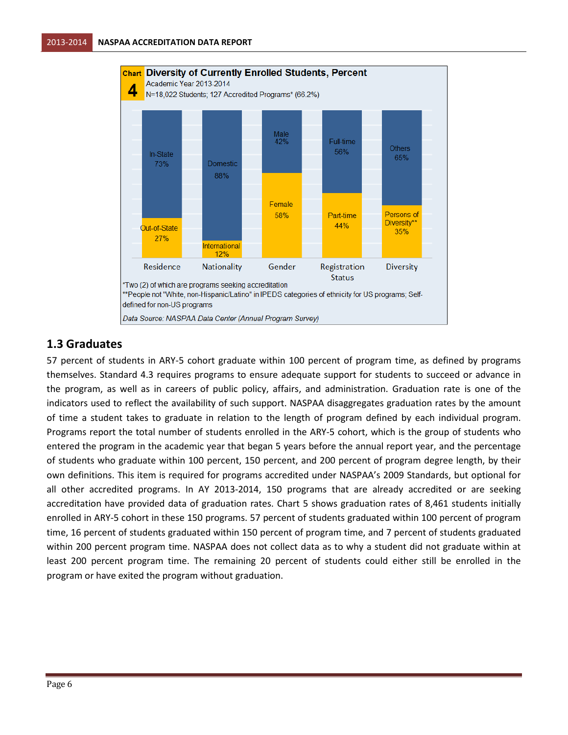**Chart 4** Diversity of Currently Enrolled Students, Percent
Academic Year 2013-2014
N=18,022 Students; 127 Accredited Programs* (66.2%)

| | Residence | Nationality | Gender | Registration Status | Diversity |
|---|---|---|---|---|---|
| | In-State 73% | Domestic 88% | Male 42% | Full-time 56% | Others 65% |
| | Out-of-State 27% | International 12% | Female 58% | Part-time 44% | Persons of Diversity** 35% |

*Two (2) of which are programs seeking accreditation
**People not "White, non-Hispanic/Latino" in IPEDS categories of ethnicity for US programs; Self-defined for non-US programs

*Data Source: NASPAA Data Center (Annual Program Survey)*

## 1.3 Graduates

57 percent of students in ARY-5 cohort graduate within 100 percent of program time, as defined by programs themselves. Standard 4.3 requires programs to ensure adequate support for students to succeed or advance in the program, as well as in careers of public policy, affairs, and administration. Graduation rate is one of the indicators used to reflect the availability of such support. NASPAA disaggregates graduation rates by the amount of time a student takes to graduate in relation to the length of program defined by each individual program. Programs report the total number of students enrolled in the ARY-5 cohort, which is the group of students who entered the program in the academic year that began 5 years before the annual report year, and the percentage of students who graduate within 100 percent, 150 percent, and 200 percent of program degree length, by their own definitions. This item is required for programs accredited under NASPAA's 2009 Standards, but optional for all other accredited programs. In AY 2013-2014, 150 programs that are already accredited or are seeking accreditation have provided data of graduation rates. Chart 5 shows graduation rates of 8,461 students initially enrolled in ARY-5 cohort in these 150 programs. 57 percent of students graduated within 100 percent of program time, 16 percent of students graduated within 150 percent of program time, and 7 percent of students graduated within 200 percent program time. NASPAA does not collect data as to why a student did not graduate within at least 200 percent program time. The remaining 20 percent of students could either still be enrolled in the program or have exited the program without graduation.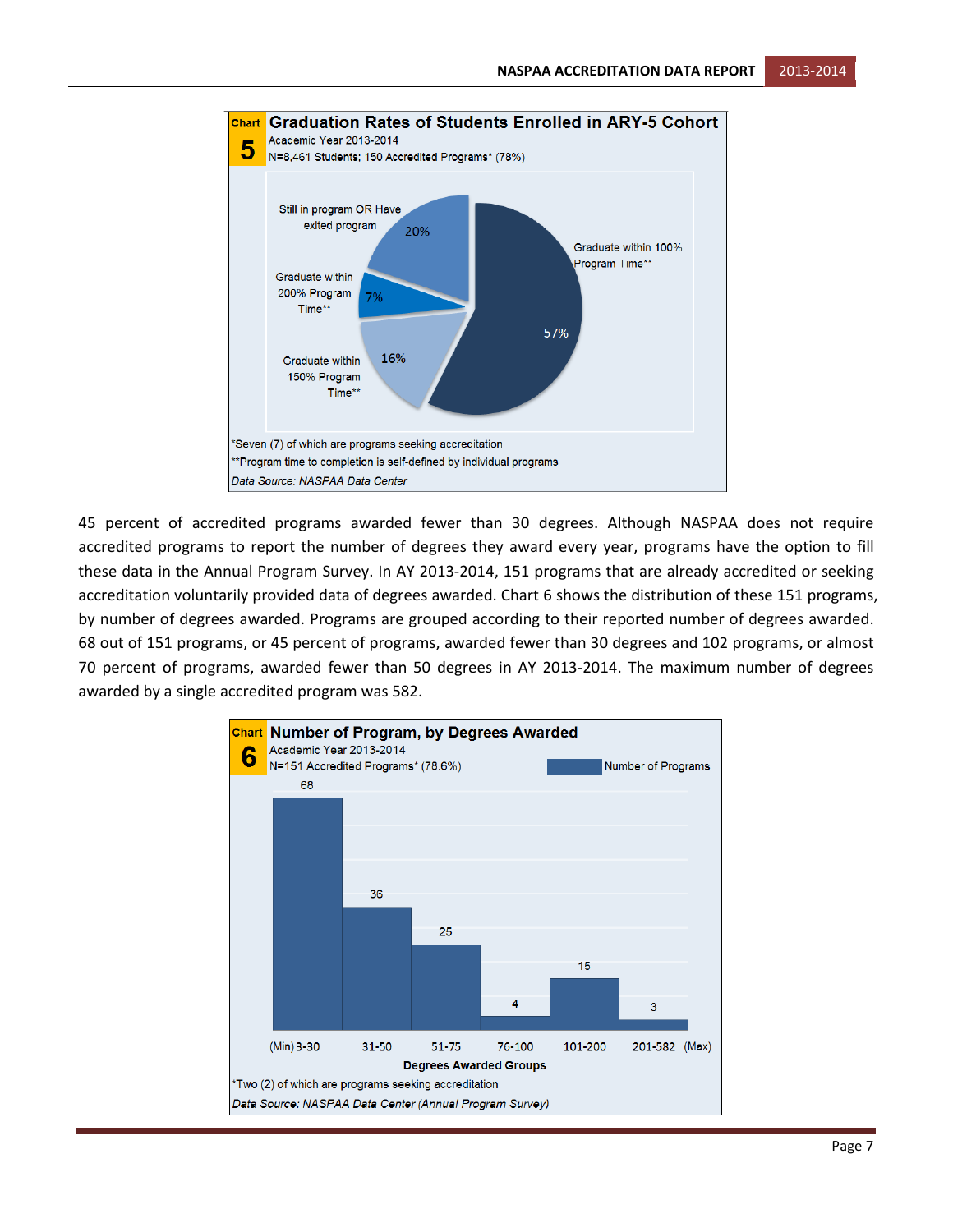**Chart 5 Graduation Rates of Students Enrolled in ARY-5 Cohort**

Academic Year 2013-2014

N=8,461 Students; 150 Accredited Programs* (78%)

| Category | Percent |
|---|---|
| Graduate within 100% Program Time** | 57% |
| Graduate within 150% Program Time** | 16% |
| Graduate within 200% Program Time** | 7% |
| Still in program OR Have exited program | 20% |

*Seven (7) of which are programs seeking accreditation

**Program time to completion is self-defined by individual programs

*Data Source: NASPAA Data Center*

45 percent of accredited programs awarded fewer than 30 degrees. Although NASPAA does not require accredited programs to report the number of degrees they award every year, programs have the option to fill these data in the Annual Program Survey. In AY 2013-2014, 151 programs that are already accredited or seeking accreditation voluntarily provided data of degrees awarded. Chart 6 shows the distribution of these 151 programs, by number of degrees awarded. Programs are grouped according to their reported number of degrees awarded. 68 out of 151 programs, or 45 percent of programs, awarded fewer than 30 degrees and 102 programs, or almost 70 percent of programs, awarded fewer than 50 degrees in AY 2013-2014. The maximum number of degrees awarded by a single accredited program was 582.

**Chart 6 Number of Program, by Degrees Awarded**

Academic Year 2013-2014

N=151 Accredited Programs* (78.6%)

| Degrees Awarded Groups | Number of Programs |
|---|---|
| (Min) 3-30 | 68 |
| 31-50 | 36 |
| 51-75 | 25 |
| 76-100 | 4 |
| 101-200 | 15 |
| 201-582 (Max) | 3 |

*Two (2) of which are programs seeking accreditation

*Data Source: NASPAA Data Center (Annual Program Survey)*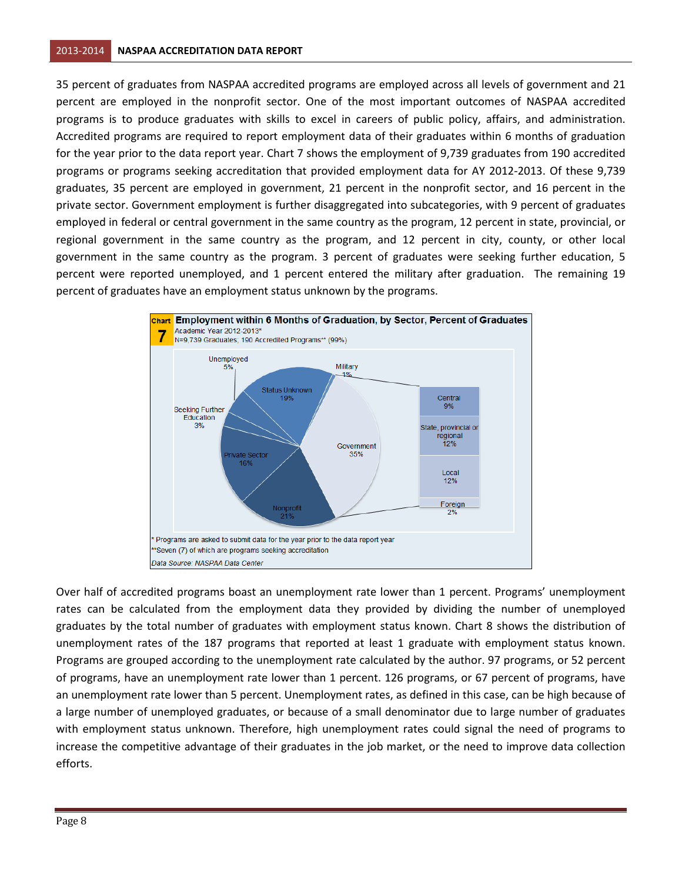35 percent of graduates from NASPAA accredited programs are employed across all levels of government and 21 percent are employed in the nonprofit sector. One of the most important outcomes of NASPAA accredited programs is to produce graduates with skills to excel in careers of public policy, affairs, and administration. Accredited programs are required to report employment data of their graduates within 6 months of graduation for the year prior to the data report year. Chart 7 shows the employment of 9,739 graduates from 190 accredited programs or programs seeking accreditation that provided employment data for AY 2012-2013. Of these 9,739 graduates, 35 percent are employed in government, 21 percent in the nonprofit sector, and 16 percent in the private sector. Government employment is further disaggregated into subcategories, with 9 percent of graduates employed in federal or central government in the same country as the program, 12 percent in state, provincial, or regional government in the same country as the program, and 12 percent in city, county, or other local government in the same country as the program. 3 percent of graduates were seeking further education, 5 percent were reported unemployed, and 1 percent entered the military after graduation. The remaining 19 percent of graduates have an employment status unknown by the programs.

**Chart 7** **Employment within 6 Months of Graduation, by Sector, Percent of Graduates**
Academic Year 2012-2013*
N=9,739 Graduates; 190 Accredited Programs** (99%)

| Sector | Percent |
| --- | --- |
| Government | 35% |
| – Central | 9% |
| – State, provincial or regional | 12% |
| – Local | 12% |
| – Foreign | 2% |
| Nonprofit | 21% |
| Private Sector | 16% |
| Seeking Further Education | 3% |
| Unemployed | 5% |
| Status Unknown | 19% |
| Military | 1% |

\* Programs are asked to submit data for the year prior to the data report year
**Seven (7) of which are programs seeking accreditation
*Data Source: NASPAA Data Center*

Over half of accredited programs boast an unemployment rate lower than 1 percent. Programs' unemployment rates can be calculated from the employment data they provided by dividing the number of unemployed graduates by the total number of graduates with employment status known. Chart 8 shows the distribution of unemployment rates of the 187 programs that reported at least 1 graduate with employment status known. Programs are grouped according to the unemployment rate calculated by the author. 97 programs, or 52 percent of programs, have an unemployment rate lower than 1 percent. 126 programs, or 67 percent of programs, have an unemployment rate lower than 5 percent. Unemployment rates, as defined in this case, can be high because of a large number of unemployed graduates, or because of a small denominator due to large number of graduates with employment status unknown. Therefore, high unemployment rates could signal the need of programs to increase the competitive advantage of their graduates in the job market, or the need to improve data collection efforts.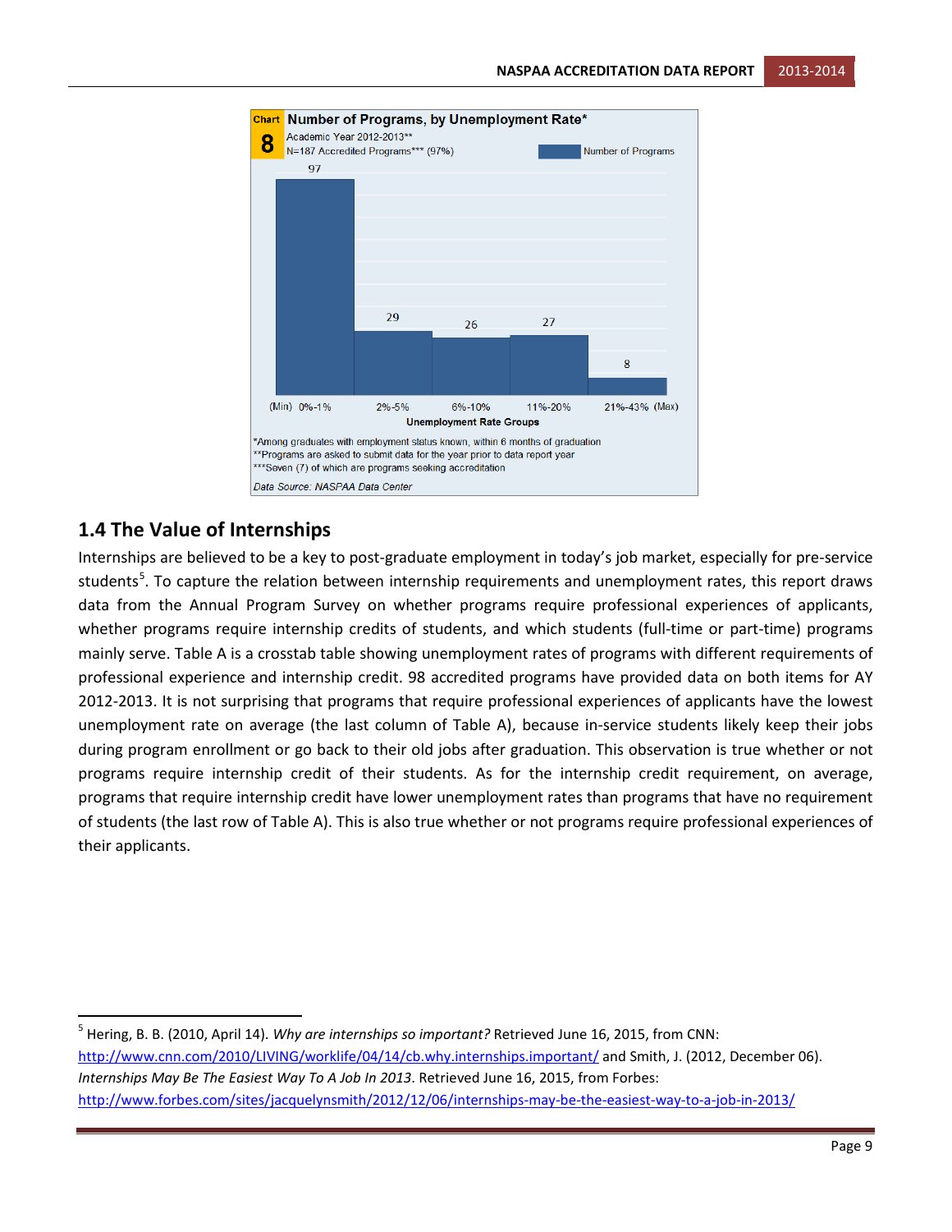**Chart 8** Number of Programs, by Unemployment Rate*
Academic Year 2012-2013**
N=187 Accredited Programs*** (97%)

| Unemployment Rate Groups | Number of Programs |
|---|---|
| (Min) 0%-1% | 97 |
| 2%-5% | 29 |
| 6%-10% | 26 |
| 11%-20% | 27 |
| 21%-43% (Max) | 8 |

*Among graduates with employment status known, within 6 months of graduation
**Programs are asked to submit data for the year prior to data report year
***Seven (7) of which are programs seeking accreditation

*Data Source: NASPAA Data Center*

## 1.4 The Value of Internships

Internships are believed to be a key to post-graduate employment in today's job market, especially for pre-service students[5]. To capture the relation between internship requirements and unemployment rates, this report draws data from the Annual Program Survey on whether programs require professional experiences of applicants, whether programs require internship credits of students, and which students (full-time or part-time) programs mainly serve. Table A is a crosstab table showing unemployment rates of programs with different requirements of professional experience and internship credit. 98 accredited programs have provided data on both items for AY 2012-2013. It is not surprising that programs that require professional experiences of applicants have the lowest unemployment rate on average (the last column of Table A), because in-service students likely keep their jobs during program enrollment or go back to their old jobs after graduation. This observation is true whether or not programs require internship credit of their students. As for the internship credit requirement, on average, programs that require internship credit have lower unemployment rates than programs that have no requirement of students (the last row of Table A). This is also true whether or not programs require professional experiences of their applicants.

---

[5] Hering, B. B. (2010, April 14). *Why are internships so important?* Retrieved June 16, 2015, from CNN: http://www.cnn.com/2010/LIVING/worklife/04/14/cb.why.internships.important/ and Smith, J. (2012, December 06). *Internships May Be The Easiest Way To A Job In 2013*. Retrieved June 16, 2015, from Forbes: http://www.forbes.com/sites/jacquelynsmith/2012/12/06/internships-may-be-the-easiest-way-to-a-job-in-2013/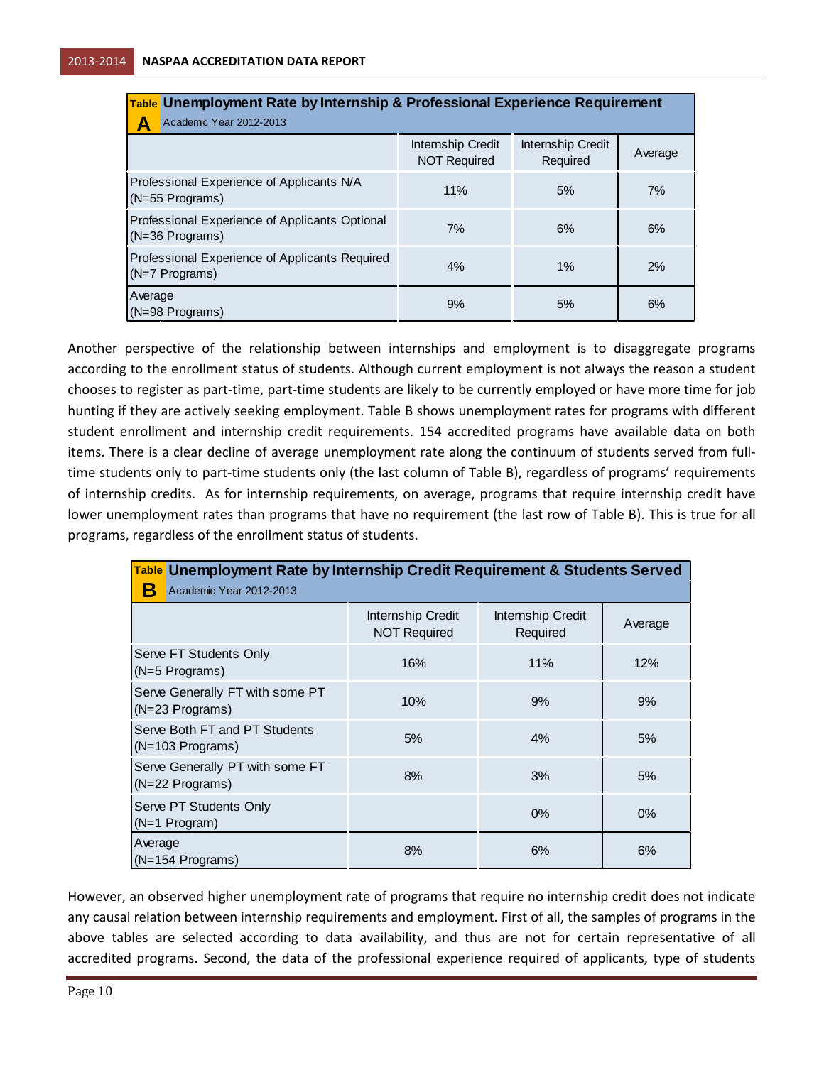**Table A Unemployment Rate by Internship & Professional Experience Requirement**
Academic Year 2012-2013

| | Internship Credit NOT Required | Internship Credit Required | Average |
|---|---|---|---|
| Professional Experience of Applicants N/A (N=55 Programs) | 11% | 5% | 7% |
| Professional Experience of Applicants Optional (N=36 Programs) | 7% | 6% | 6% |
| Professional Experience of Applicants Required (N=7 Programs) | 4% | 1% | 2% |
| Average (N=98 Programs) | 9% | 5% | 6% |

Another perspective of the relationship between internships and employment is to disaggregate programs according to the enrollment status of students. Although current employment is not always the reason a student chooses to register as part-time, part-time students are likely to be currently employed or have more time for job hunting if they are actively seeking employment. Table B shows unemployment rates for programs with different student enrollment and internship credit requirements. 154 accredited programs have available data on both items. There is a clear decline of average unemployment rate along the continuum of students served from full-time students only to part-time students only (the last column of Table B), regardless of programs' requirements of internship credits. As for internship requirements, on average, programs that require internship credit have lower unemployment rates than programs that have no requirement (the last row of Table B). This is true for all programs, regardless of the enrollment status of students.

**Table B Unemployment Rate by Internship Credit Requirement & Students Served**
Academic Year 2012-2013

| | Internship Credit NOT Required | Internship Credit Required | Average |
|---|---|---|---|
| Serve FT Students Only (N=5 Programs) | 16% | 11% | 12% |
| Serve Generally FT with some PT (N=23 Programs) | 10% | 9% | 9% |
| Serve Both FT and PT Students (N=103 Programs) | 5% | 4% | 5% |
| Serve Generally PT with some FT (N=22 Programs) | 8% | 3% | 5% |
| Serve PT Students Only (N=1 Program) | | 0% | 0% |
| Average (N=154 Programs) | 8% | 6% | 6% |

However, an observed higher unemployment rate of programs that require no internship credit does not indicate any causal relation between internship requirements and employment. First of all, the samples of programs in the above tables are selected according to data availability, and thus are not for certain representative of all accredited programs. Second, the data of the professional experience required of applicants, type of students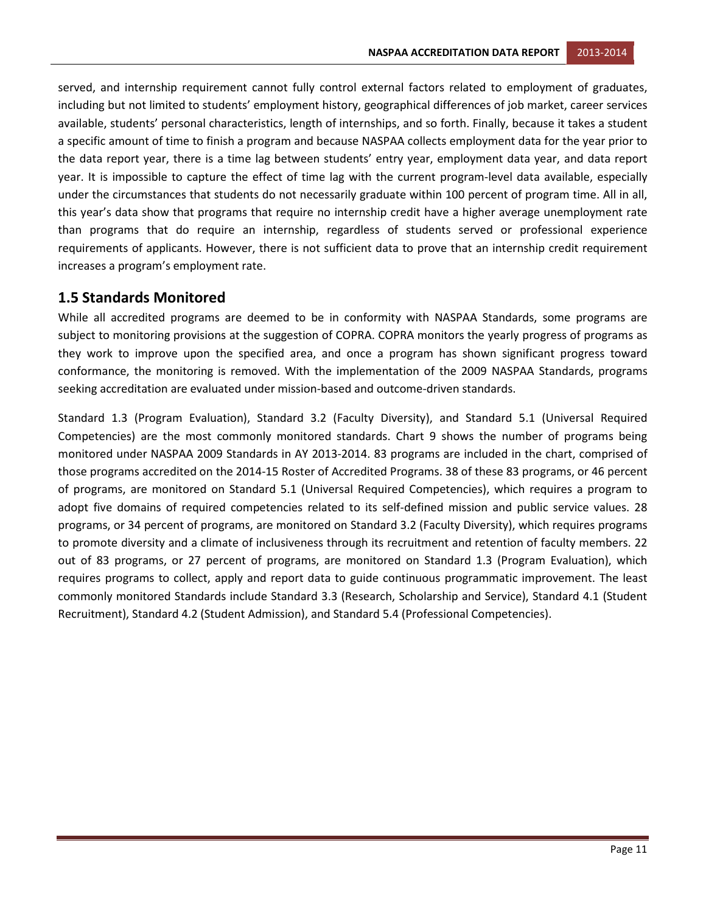served, and internship requirement cannot fully control external factors related to employment of graduates, including but not limited to students' employment history, geographical differences of job market, career services available, students' personal characteristics, length of internships, and so forth. Finally, because it takes a student a specific amount of time to finish a program and because NASPAA collects employment data for the year prior to the data report year, there is a time lag between students' entry year, employment data year, and data report year. It is impossible to capture the effect of time lag with the current program-level data available, especially under the circumstances that students do not necessarily graduate within 100 percent of program time. All in all, this year's data show that programs that require no internship credit have a higher average unemployment rate than programs that do require an internship, regardless of students served or professional experience requirements of applicants. However, there is not sufficient data to prove that an internship credit requirement increases a program's employment rate.

## 1.5 Standards Monitored

While all accredited programs are deemed to be in conformity with NASPAA Standards, some programs are subject to monitoring provisions at the suggestion of COPRA. COPRA monitors the yearly progress of programs as they work to improve upon the specified area, and once a program has shown significant progress toward conformance, the monitoring is removed. With the implementation of the 2009 NASPAA Standards, programs seeking accreditation are evaluated under mission-based and outcome-driven standards.

Standard 1.3 (Program Evaluation), Standard 3.2 (Faculty Diversity), and Standard 5.1 (Universal Required Competencies) are the most commonly monitored standards. Chart 9 shows the number of programs being monitored under NASPAA 2009 Standards in AY 2013-2014. 83 programs are included in the chart, comprised of those programs accredited on the 2014-15 Roster of Accredited Programs. 38 of these 83 programs, or 46 percent of programs, are monitored on Standard 5.1 (Universal Required Competencies), which requires a program to adopt five domains of required competencies related to its self-defined mission and public service values. 28 programs, or 34 percent of programs, are monitored on Standard 3.2 (Faculty Diversity), which requires programs to promote diversity and a climate of inclusiveness through its recruitment and retention of faculty members. 22 out of 83 programs, or 27 percent of programs, are monitored on Standard 1.3 (Program Evaluation), which requires programs to collect, apply and report data to guide continuous programmatic improvement. The least commonly monitored Standards include Standard 3.3 (Research, Scholarship and Service), Standard 4.1 (Student Recruitment), Standard 4.2 (Student Admission), and Standard 5.4 (Professional Competencies).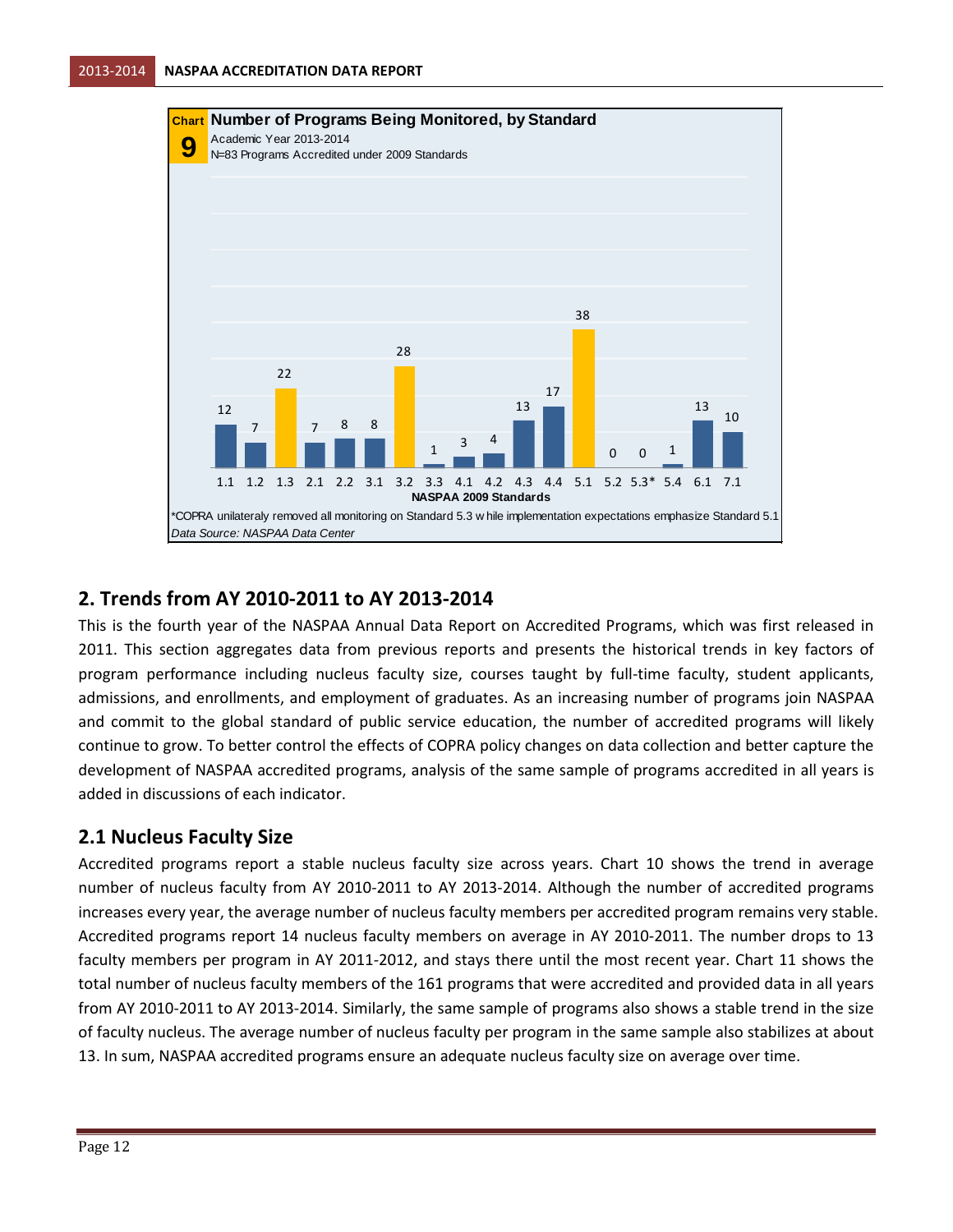**Chart 9** **Number of Programs Being Monitored, by Standard**
Academic Year 2013-2014
N=83 Programs Accredited under 2009 Standards

| NASPAA 2009 Standards | Number of Programs |
|---|---|
| 1.1 | 12 |
| 1.2 | 7 |
| 1.3 | 22 |
| 2.1 | 7 |
| 2.2 | 8 |
| 3.1 | 8 |
| 3.2 | 28 |
| 3.3 | 1 |
| 4.1 | 3 |
| 4.2 | 4 |
| 4.3 | 13 |
| 4.4 | 17 |
| 5.1 | 38 |
| 5.2 | 0 |
| 5.3* | 0 |
| 5.4 | 1 |
| 6.1 | 13 |
| 7.1 | 10 |

*COPRA unilateraly removed all monitoring on Standard 5.3 w hile implementation expectations emphasize Standard 5.1

*Data Source: NASPAA Data Center*

## 2. Trends from AY 2010-2011 to AY 2013-2014

This is the fourth year of the NASPAA Annual Data Report on Accredited Programs, which was first released in 2011. This section aggregates data from previous reports and presents the historical trends in key factors of program performance including nucleus faculty size, courses taught by full-time faculty, student applicants, admissions, and enrollments, and employment of graduates. As an increasing number of programs join NASPAA and commit to the global standard of public service education, the number of accredited programs will likely continue to grow. To better control the effects of COPRA policy changes on data collection and better capture the development of NASPAA accredited programs, analysis of the same sample of programs accredited in all years is added in discussions of each indicator.

### 2.1 Nucleus Faculty Size

Accredited programs report a stable nucleus faculty size across years. Chart 10 shows the trend in average number of nucleus faculty from AY 2010-2011 to AY 2013-2014. Although the number of accredited programs increases every year, the average number of nucleus faculty members per accredited program remains very stable. Accredited programs report 14 nucleus faculty members on average in AY 2010-2011. The number drops to 13 faculty members per program in AY 2011-2012, and stays there until the most recent year. Chart 11 shows the total number of nucleus faculty members of the 161 programs that were accredited and provided data in all years from AY 2010-2011 to AY 2013-2014. Similarly, the same sample of programs also shows a stable trend in the size of faculty nucleus. The average number of nucleus faculty per program in the same sample also stabilizes at about 13. In sum, NASPAA accredited programs ensure an adequate nucleus faculty size on average over time.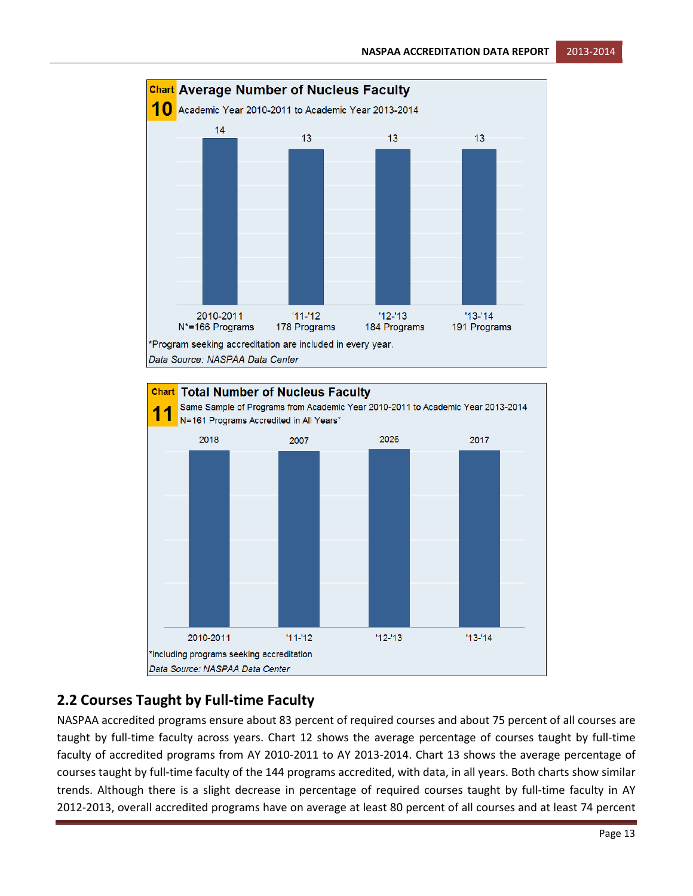**Chart 10 Average Number of Nucleus Faculty**

Academic Year 2010-2011 to Academic Year 2013-2014

| | 2010-2011 N*=166 Programs | '11-'12 178 Programs | '12-'13 184 Programs | '13-'14 191 Programs |
|---|---|---|---|---|
| Average Number of Nucleus Faculty | 14 | 13 | 13 | 13 |

*Program seeking accreditation are included in every year.

*Data Source: NASPAA Data Center*

**Chart 11 Total Number of Nucleus Faculty**

Same Sample of Programs from Academic Year 2010-2011 to Academic Year 2013-2014

N=161 Programs Accredited in All Years*

| | 2010-2011 | '11-'12 | '12-'13 | '13-'14 |
|---|---|---|---|---|
| Total Number of Nucleus Faculty | 2018 | 2007 | 2026 | 2017 |

*Including programs seeking accreditation

*Data Source: NASPAA Data Center*

## 2.2 Courses Taught by Full-time Faculty

NASPAA accredited programs ensure about 83 percent of required courses and about 75 percent of all courses are taught by full-time faculty across years. Chart 12 shows the average percentage of courses taught by full-time faculty of accredited programs from AY 2010-2011 to AY 2013-2014. Chart 13 shows the average percentage of courses taught by full-time faculty of the 144 programs accredited, with data, in all years. Both charts show similar trends. Although there is a slight decrease in percentage of required courses taught by full-time faculty in AY 2012-2013, overall accredited programs have on average at least 80 percent of all courses and at least 74 percent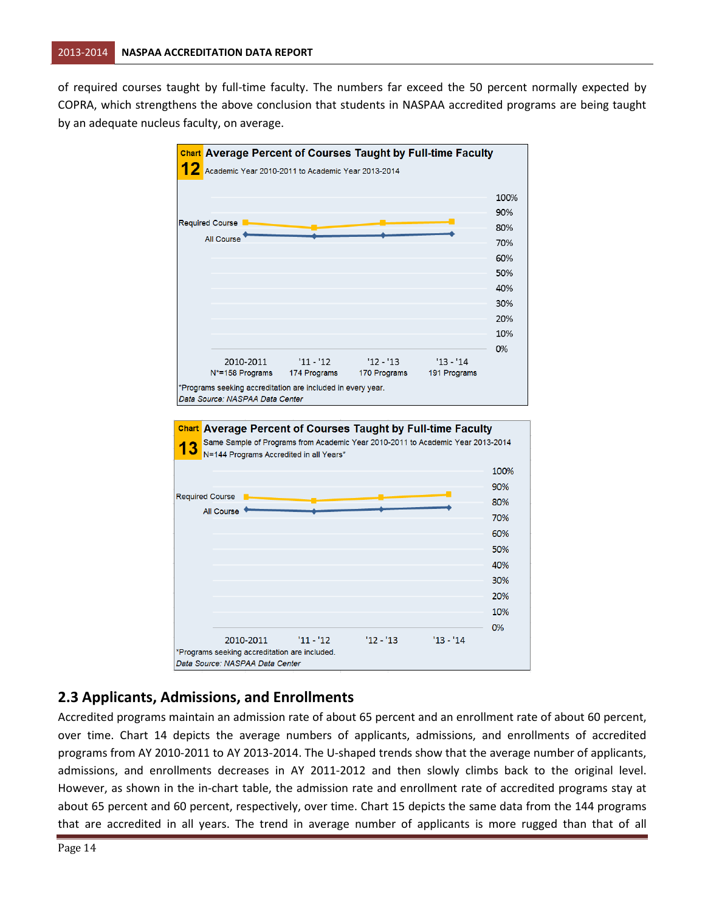of required courses taught by full-time faculty. The numbers far exceed the 50 percent normally expected by COPRA, which strengthens the above conclusion that students in NASPAA accredited programs are being taught by an adequate nucleus faculty, on average.

**Chart 12 Average Percent of Courses Taught by Full-time Faculty**

Academic Year 2010-2011 to Academic Year 2013-2014

Series: Required Course, All Course

X-axis: 2010-2011 (N*=158 Programs), '11 - '12 (174 Programs), '12 - '13 (170 Programs), '13 - '14 (191 Programs)

Y-axis: 0% to 100%

*Programs seeking accreditation are included in every year.

*Data Source: NASPAA Data Center*

**Chart 13 Average Percent of Courses Taught by Full-time Faculty**

Same Sample of Programs from Academic Year 2010-2011 to Academic Year 2013-2014

N=144 Programs Accredited in all Years*

Series: Required Course, All Course

X-axis: 2010-2011, '11 - '12, '12 - '13, '13 - '14

Y-axis: 0% to 100%

*Programs seeking accreditation are included.

*Data Source: NASPAA Data Center*

## 2.3 Applicants, Admissions, and Enrollments

Accredited programs maintain an admission rate of about 65 percent and an enrollment rate of about 60 percent, over time. Chart 14 depicts the average numbers of applicants, admissions, and enrollments of accredited programs from AY 2010-2011 to AY 2013-2014. The U-shaped trends show that the average number of applicants, admissions, and enrollments decreases in AY 2011-2012 and then slowly climbs back to the original level. However, as shown in the in-chart table, the admission rate and enrollment rate of accredited programs stay at about 65 percent and 60 percent, respectively, over time. Chart 15 depicts the same data from the 144 programs that are accredited in all years. The trend in average number of applicants is more rugged than that of all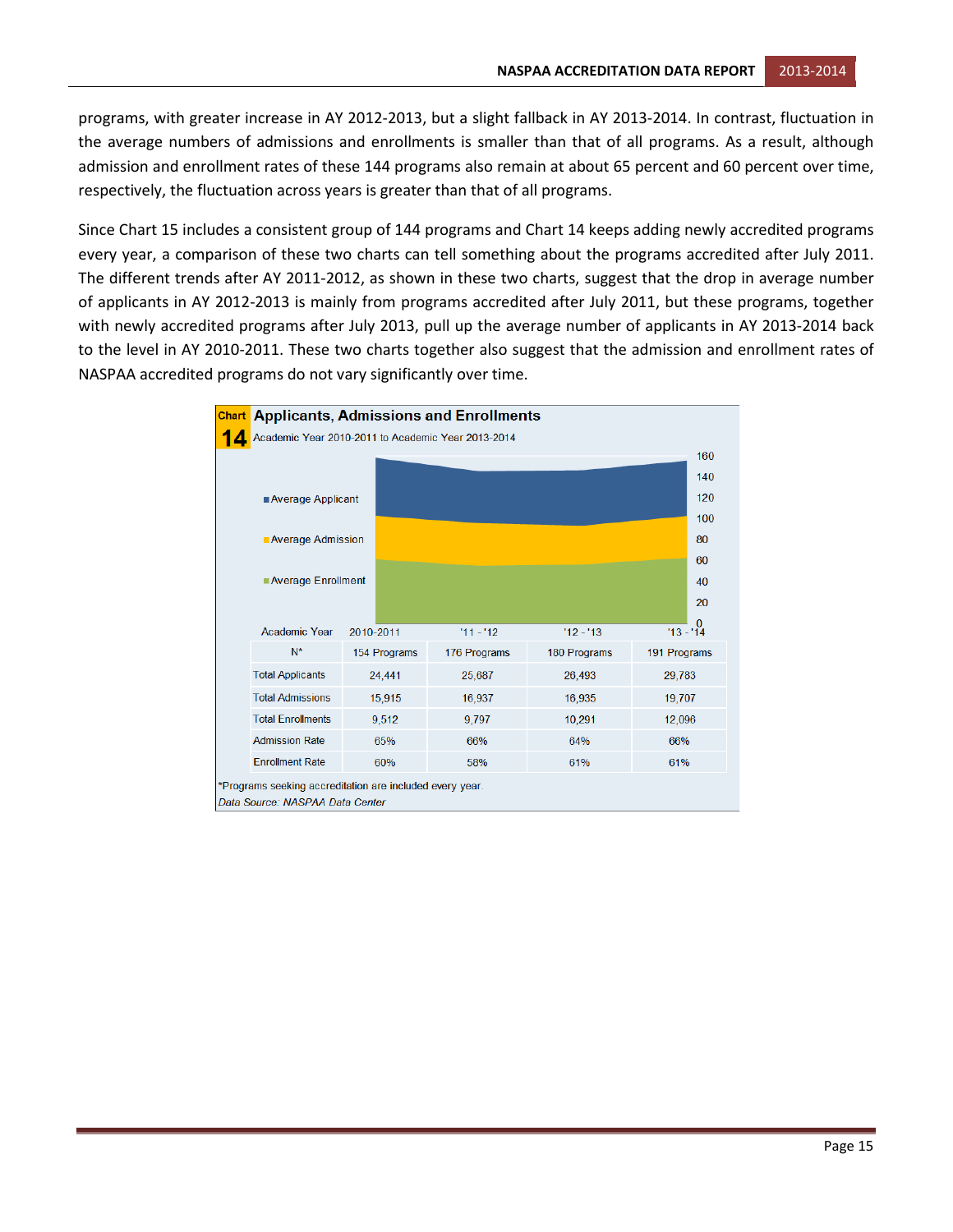programs, with greater increase in AY 2012-2013, but a slight fallback in AY 2013-2014. In contrast, fluctuation in the average numbers of admissions and enrollments is smaller than that of all programs. As a result, although admission and enrollment rates of these 144 programs also remain at about 65 percent and 60 percent over time, respectively, the fluctuation across years is greater than that of all programs.

Since Chart 15 includes a consistent group of 144 programs and Chart 14 keeps adding newly accredited programs every year, a comparison of these two charts can tell something about the programs accredited after July 2011. The different trends after AY 2011-2012, as shown in these two charts, suggest that the drop in average number of applicants in AY 2012-2013 is mainly from programs accredited after July 2011, but these programs, together with newly accredited programs after July 2013, pull up the average number of applicants in AY 2013-2014 back to the level in AY 2010-2011. These two charts together also suggest that the admission and enrollment rates of NASPAA accredited programs do not vary significantly over time.

**Chart 14 Applicants, Admissions and Enrollments**

Academic Year 2010-2011 to Academic Year 2013-2014

| Academic Year | 2010-2011 | '11 - '12 | '12 - '13 | '13 - '14 |
|---|---|---|---|---|
| N* | 154 Programs | 176 Programs | 180 Programs | 191 Programs |
| Total Applicants | 24,441 | 25,687 | 26,493 | 29,783 |
| Total Admissions | 15,915 | 16,937 | 16,935 | 19,707 |
| Total Enrollments | 9,512 | 9,797 | 10,291 | 12,096 |
| Admission Rate | 65% | 66% | 64% | 66% |
| Enrollment Rate | 60% | 58% | 61% | 61% |

*Programs seeking accreditation are included every year.

*Data Source: NASPAA Data Center*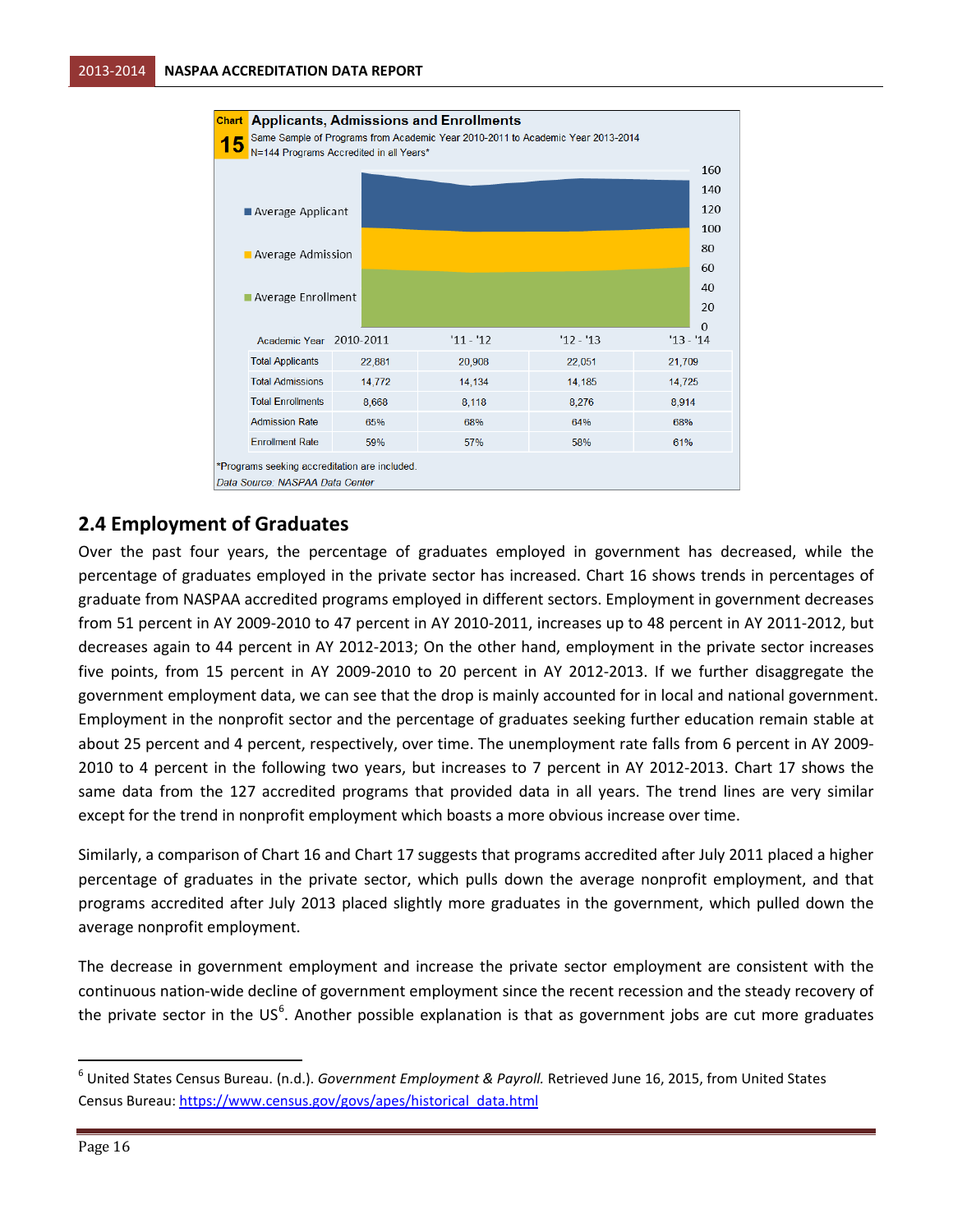**Chart 15 Applicants, Admissions and Enrollments**

Same Sample of Programs from Academic Year 2010-2011 to Academic Year 2013-2014

N=144 Programs Accredited in all Years*

| Academic Year | 2010-2011 | '11 - '12 | '12 - '13 | '13 - '14 |
|---|---|---|---|---|
| Total Applicants | 22,881 | 20,908 | 22,051 | 21,709 |
| Total Admissions | 14,772 | 14,134 | 14,185 | 14,725 |
| Total Enrollments | 8,668 | 8,118 | 8,276 | 8,914 |
| Admission Rate | 65% | 68% | 64% | 68% |
| Enrollment Rate | 59% | 57% | 58% | 61% |

*Programs seeking accreditation are included.

*Data Source: NASPAA Data Center*

## 2.4 Employment of Graduates

Over the past four years, the percentage of graduates employed in government has decreased, while the percentage of graduates employed in the private sector has increased. Chart 16 shows trends in percentages of graduate from NASPAA accredited programs employed in different sectors. Employment in government decreases from 51 percent in AY 2009-2010 to 47 percent in AY 2010-2011, increases up to 48 percent in AY 2011-2012, but decreases again to 44 percent in AY 2012-2013; On the other hand, employment in the private sector increases five points, from 15 percent in AY 2009-2010 to 20 percent in AY 2012-2013. If we further disaggregate the government employment data, we can see that the drop is mainly accounted for in local and national government. Employment in the nonprofit sector and the percentage of graduates seeking further education remain stable at about 25 percent and 4 percent, respectively, over time. The unemployment rate falls from 6 percent in AY 2009-2010 to 4 percent in the following two years, but increases to 7 percent in AY 2012-2013. Chart 17 shows the same data from the 127 accredited programs that provided data in all years. The trend lines are very similar except for the trend in nonprofit employment which boasts a more obvious increase over time.

Similarly, a comparison of Chart 16 and Chart 17 suggests that programs accredited after July 2011 placed a higher percentage of graduates in the private sector, which pulls down the average nonprofit employment, and that programs accredited after July 2013 placed slightly more graduates in the government, which pulled down the average nonprofit employment.

The decrease in government employment and increase the private sector employment are consistent with the continuous nation-wide decline of government employment since the recent recession and the steady recovery of the private sector in the US[6]. Another possible explanation is that as government jobs are cut more graduates

[6] United States Census Bureau. (n.d.). *Government Employment & Payroll.* Retrieved June 16, 2015, from United States Census Bureau: https://www.census.gov/govs/apes/historical_data.html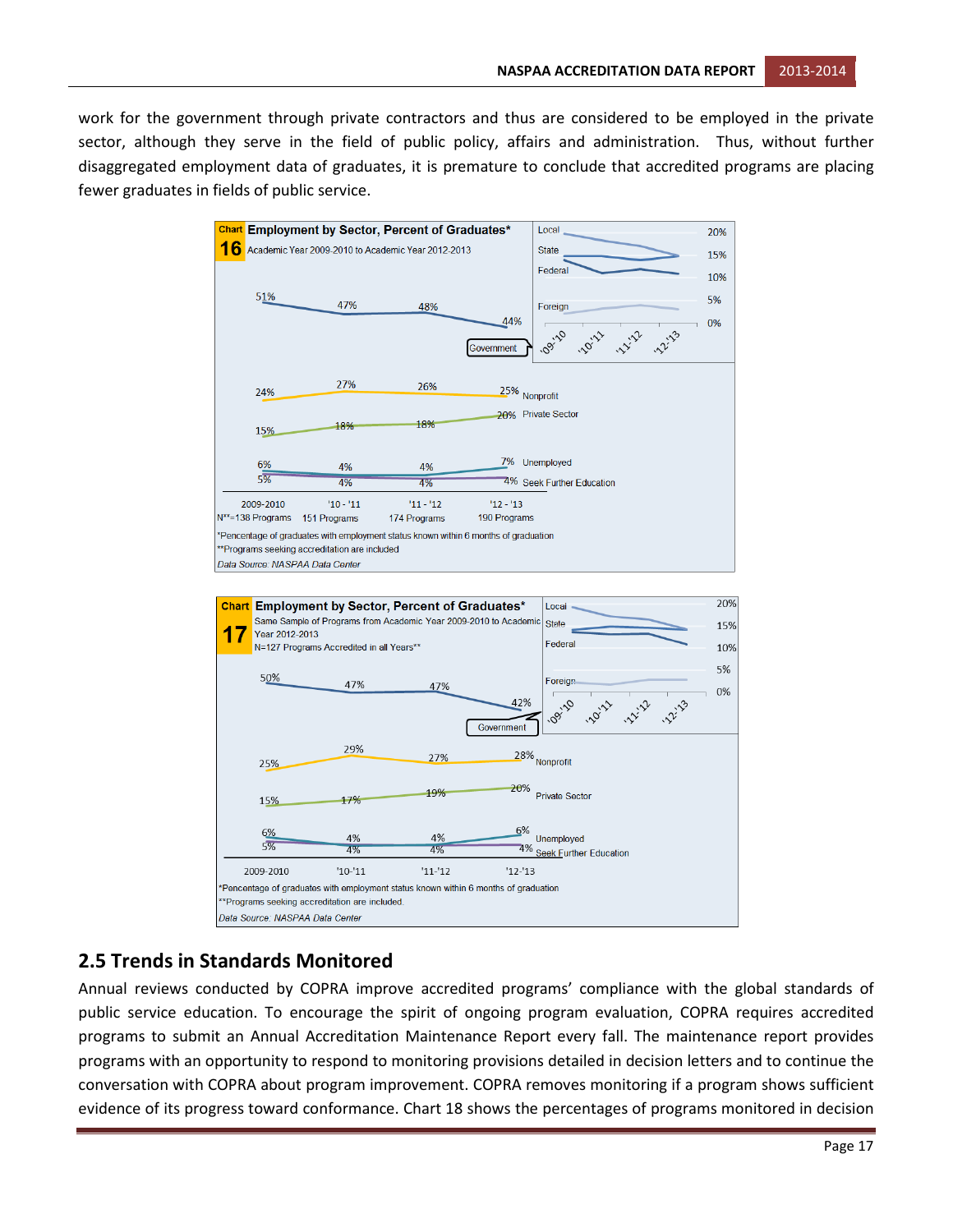work for the government through private contractors and thus are considered to be employed in the private sector, although they serve in the field of public policy, affairs and administration. Thus, without further disaggregated employment data of graduates, it is premature to conclude that accredited programs are placing fewer graduates in fields of public service.

**Chart 16 Employment by Sector, Percent of Graduates***

Academic Year 2009-2010 to Academic Year 2012-2013

| Sector | 2009-2010 | '10 - '11 | '11 - '12 | '12 - '13 |
|---|---|---|---|---|
| Government | 51% | 47% | 48% | 44% |
| Nonprofit | 24% | 27% | 26% | 25% |
| Private Sector | 15% | 18% | 18% | 20% |
| Unemployed | 6% | 4% | 4% | 7% |
| Seek Further Education | 5% | 4% | 4% | 4% |
| N** | 138 Programs | 151 Programs | 174 Programs | 190 Programs |

*Percentage of graduates with employment status known within 6 months of graduation
**Programs seeking accreditation are included
*Data Source: NASPAA Data Center*

**Chart 17 Employment by Sector, Percent of Graduates***

Same Sample of Programs from Academic Year 2009-2010 to Academic Year 2012-2013
N=127 Programs Accredited in all Years**

| Sector | 2009-2010 | '10-'11 | '11-'12 | '12-'13 |
|---|---|---|---|---|
| Government | 50% | 47% | 47% | 42% |
| Nonprofit | 25% | 29% | 27% | 28% |
| Private Sector | 15% | 17% | 19% | 20% |
| Unemployed | 6% | 4% | 4% | 6% |
| Seek Further Education | 5% | 4% | 4% | 4% |

*Percentage of graduates with employment status known within 6 months of graduation
**Programs seeking accreditation are included.
*Data Source: NASPAA Data Center*

## 2.5 Trends in Standards Monitored

Annual reviews conducted by COPRA improve accredited programs' compliance with the global standards of public service education. To encourage the spirit of ongoing program evaluation, COPRA requires accredited programs to submit an Annual Accreditation Maintenance Report every fall. The maintenance report provides programs with an opportunity to respond to monitoring provisions detailed in decision letters and to continue the conversation with COPRA about program improvement. COPRA removes monitoring if a program shows sufficient evidence of its progress toward conformance. Chart 18 shows the percentages of programs monitored in decision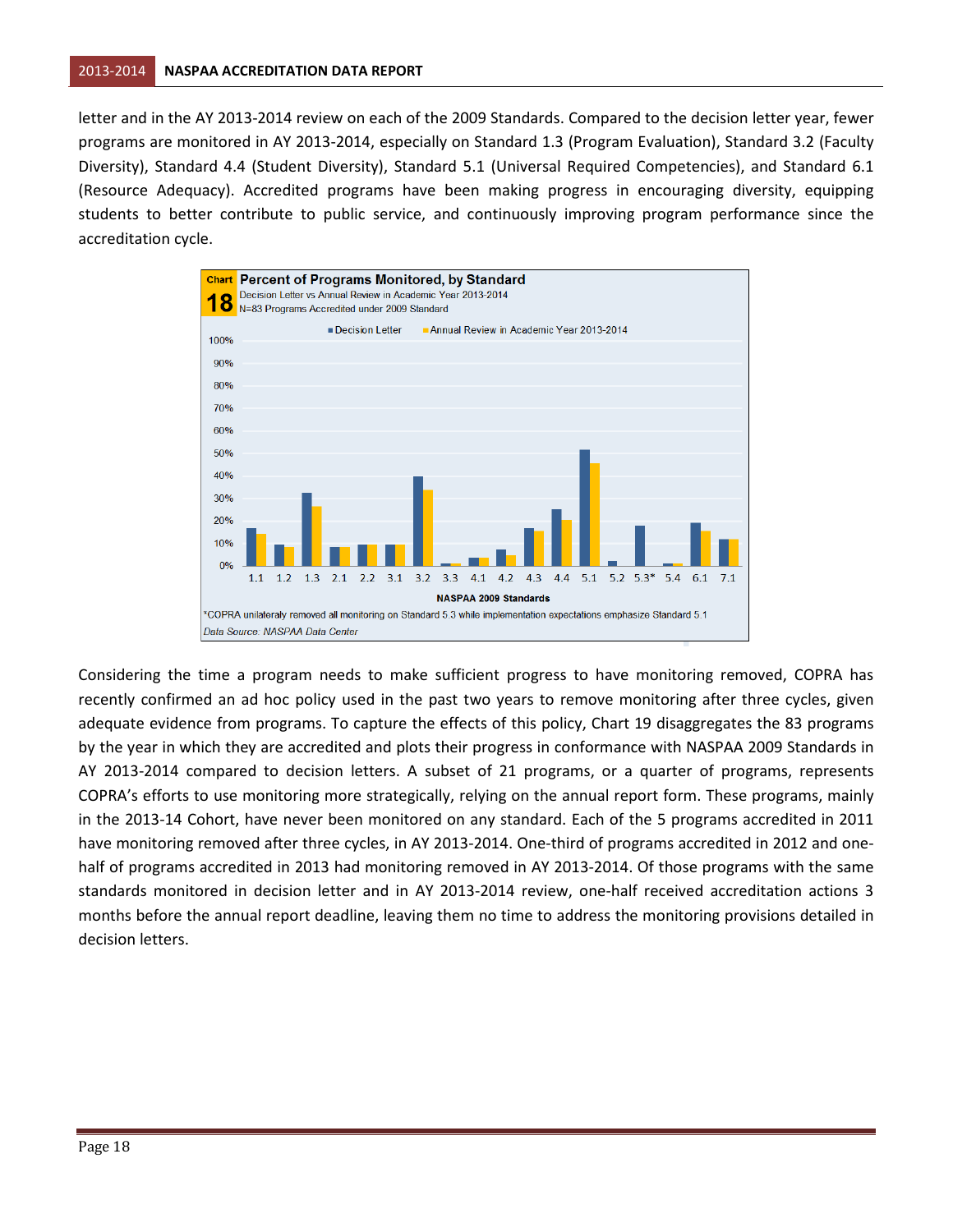letter and in the AY 2013-2014 review on each of the 2009 Standards. Compared to the decision letter year, fewer programs are monitored in AY 2013-2014, especially on Standard 1.3 (Program Evaluation), Standard 3.2 (Faculty Diversity), Standard 4.4 (Student Diversity), Standard 5.1 (Universal Required Competencies), and Standard 6.1 (Resource Adequacy). Accredited programs have been making progress in encouraging diversity, equipping students to better contribute to public service, and continuously improving program performance since the accreditation cycle.

**Chart 18 Percent of Programs Monitored, by Standard**

Decision Letter vs Annual Review in Academic Year 2013-2014

N=83 Programs Accredited under 2009 Standard

Legend: Decision Letter; Annual Review in Academic Year 2013-2014

Y-axis: 0% to 100%

X-axis: NASPAA 2009 Standards — 1.1, 1.2, 1.3, 2.1, 2.2, 3.1, 3.2, 3.3, 4.1, 4.2, 4.3, 4.4, 5.1, 5.2, 5.3*, 5.4, 6.1, 7.1

*COPRA unilateraly removed all monitoring on Standard 5.3 while implementation expectations emphasize Standard 5.1

*Data Source: NASPAA Data Center*

Considering the time a program needs to make sufficient progress to have monitoring removed, COPRA has recently confirmed an ad hoc policy used in the past two years to remove monitoring after three cycles, given adequate evidence from programs. To capture the effects of this policy, Chart 19 disaggregates the 83 programs by the year in which they are accredited and plots their progress in conformance with NASPAA 2009 Standards in AY 2013-2014 compared to decision letters. A subset of 21 programs, or a quarter of programs, represents COPRA's efforts to use monitoring more strategically, relying on the annual report form. These programs, mainly in the 2013-14 Cohort, have never been monitored on any standard. Each of the 5 programs accredited in 2011 have monitoring removed after three cycles, in AY 2013-2014. One-third of programs accredited in 2012 and one-half of programs accredited in 2013 had monitoring removed in AY 2013-2014. Of those programs with the same standards monitored in decision letter and in AY 2013-2014 review, one-half received accreditation actions 3 months before the annual report deadline, leaving them no time to address the monitoring provisions detailed in decision letters.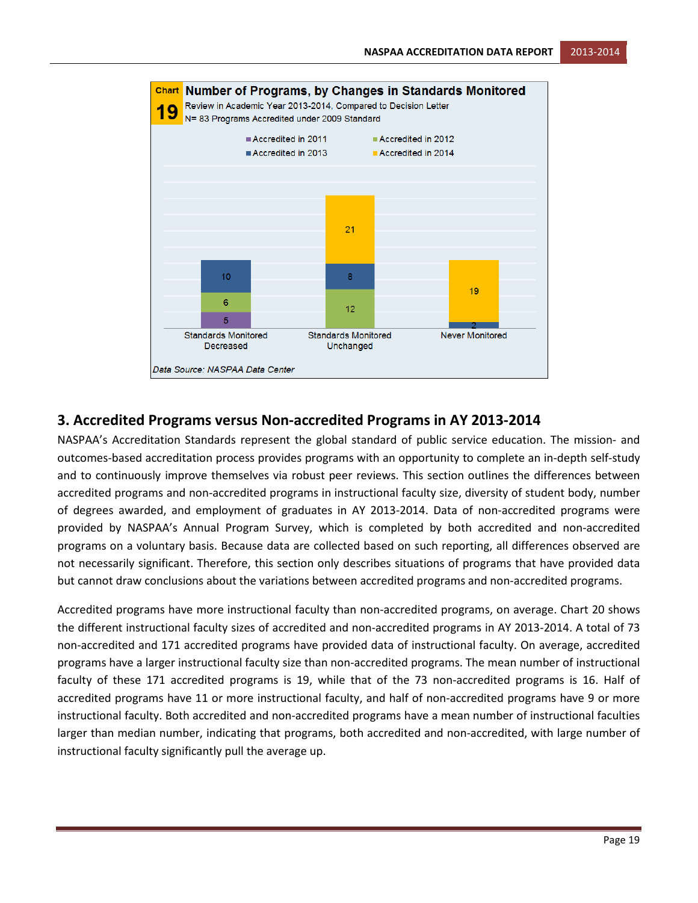**Chart 19 Number of Programs, by Changes in Standards Monitored**

Review in Academic Year 2013-2014, Compared to Decision Letter

N= 83 Programs Accredited under 2009 Standard

| | Accredited in 2011 | Accredited in 2012 | Accredited in 2013 | Accredited in 2014 |
|---|---|---|---|---|
| Standards Monitored Decreased | 5 | 6 | 10 | |
| Standards Monitored Unchanged | | 12 | 8 | 21 |
| Never Monitored | | | 2 | 19 |

*Data Source: NASPAA Data Center*

## 3. Accredited Programs versus Non-accredited Programs in AY 2013-2014

NASPAA's Accreditation Standards represent the global standard of public service education. The mission- and outcomes-based accreditation process provides programs with an opportunity to complete an in-depth self-study and to continuously improve themselves via robust peer reviews. This section outlines the differences between accredited programs and non-accredited programs in instructional faculty size, diversity of student body, number of degrees awarded, and employment of graduates in AY 2013-2014. Data of non-accredited programs were provided by NASPAA's Annual Program Survey, which is completed by both accredited and non-accredited programs on a voluntary basis. Because data are collected based on such reporting, all differences observed are not necessarily significant. Therefore, this section only describes situations of programs that have provided data but cannot draw conclusions about the variations between accredited programs and non-accredited programs.

Accredited programs have more instructional faculty than non-accredited programs, on average. Chart 20 shows the different instructional faculty sizes of accredited and non-accredited programs in AY 2013-2014. A total of 73 non-accredited and 171 accredited programs have provided data of instructional faculty. On average, accredited programs have a larger instructional faculty size than non-accredited programs. The mean number of instructional faculty of these 171 accredited programs is 19, while that of the 73 non-accredited programs is 16. Half of accredited programs have 11 or more instructional faculty, and half of non-accredited programs have 9 or more instructional faculty. Both accredited and non-accredited programs have a mean number of instructional faculties larger than median number, indicating that programs, both accredited and non-accredited, with large number of instructional faculty significantly pull the average up.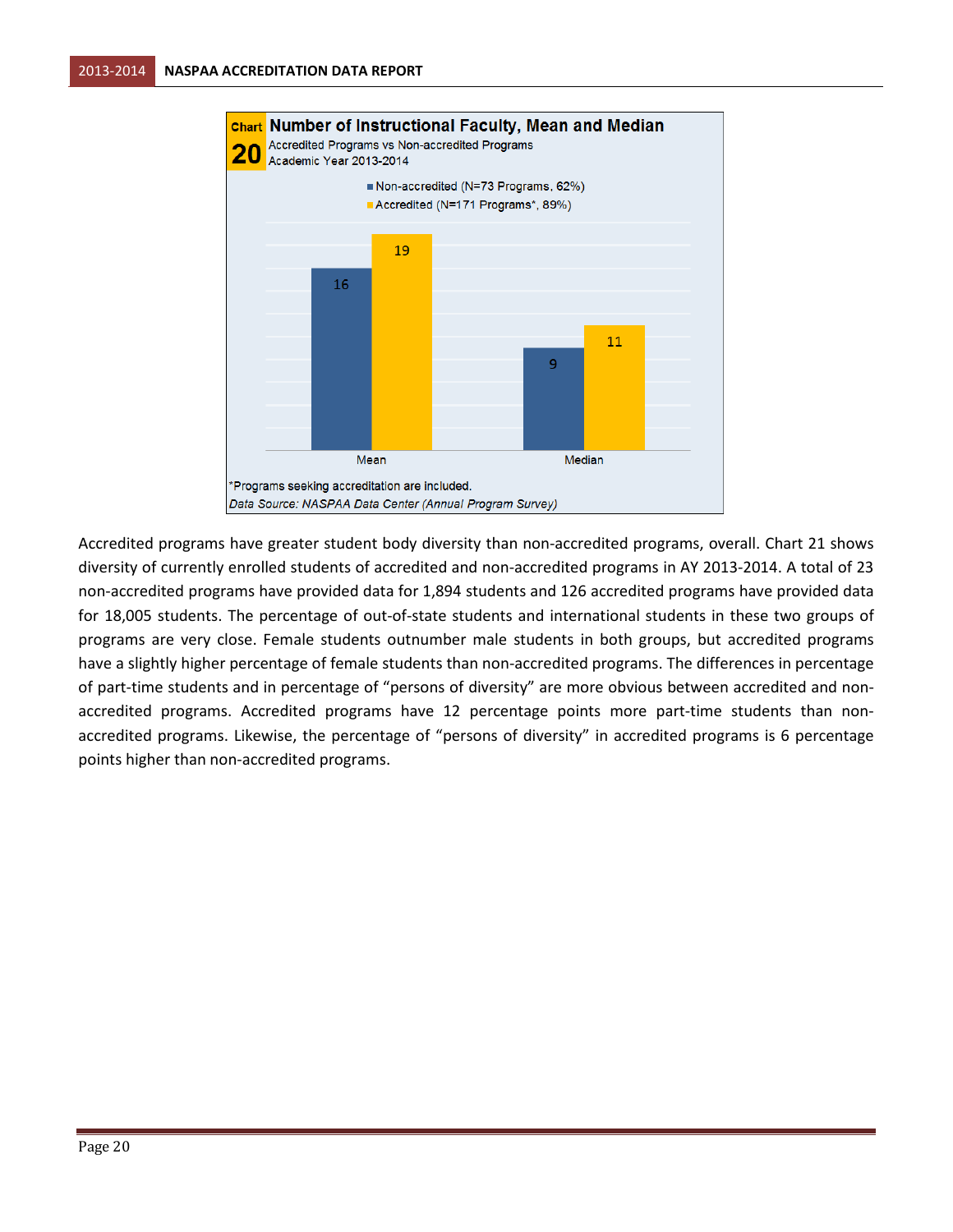**Chart 20 Number of Instructional Faculty, Mean and Median**
Accredited Programs vs Non-accredited Programs
Academic Year 2013-2014

| | Non-accredited (N=73 Programs, 62%) | Accredited (N=171 Programs*, 89%) |
|---|---|---|
| Mean | 16 | 19 |
| Median | 9 | 11 |

*Programs seeking accreditation are included.

*Data Source: NASPAA Data Center (Annual Program Survey)*

Accredited programs have greater student body diversity than non-accredited programs, overall. Chart 21 shows diversity of currently enrolled students of accredited and non-accredited programs in AY 2013-2014. A total of 23 non-accredited programs have provided data for 1,894 students and 126 accredited programs have provided data for 18,005 students. The percentage of out-of-state students and international students in these two groups of programs are very close. Female students outnumber male students in both groups, but accredited programs have a slightly higher percentage of female students than non-accredited programs. The differences in percentage of part-time students and in percentage of "persons of diversity" are more obvious between accredited and non-accredited programs. Accredited programs have 12 percentage points more part-time students than non-accredited programs. Likewise, the percentage of "persons of diversity" in accredited programs is 6 percentage points higher than non-accredited programs.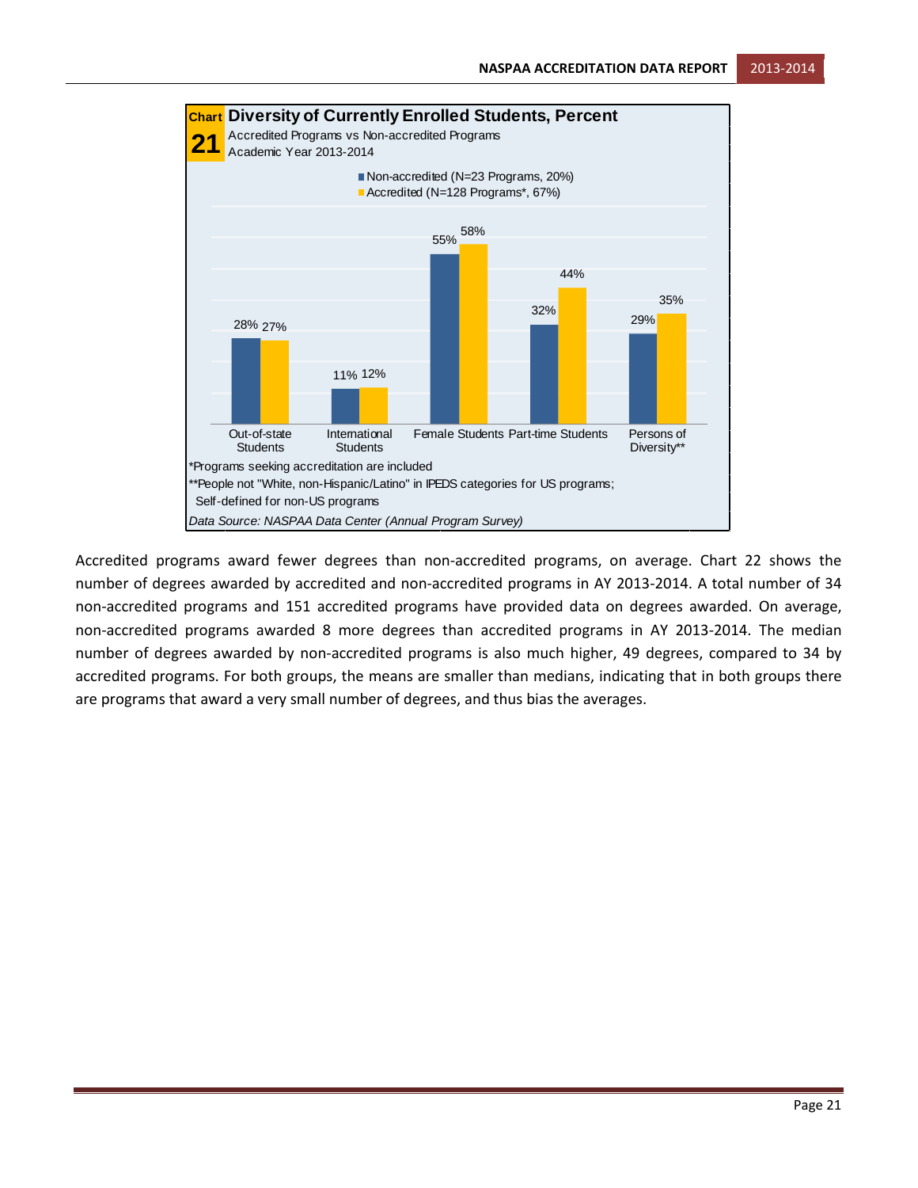**Chart 21** **Diversity of Currently Enrolled Students, Percent**
Accredited Programs vs Non-accredited Programs
Academic Year 2013-2014

| | Non-accredited (N=23 Programs, 20%) | Accredited (N=128 Programs*, 67%) |
|---|---|---|
| Out-of-state Students | 28% | 27% |
| International Students | 11% | 12% |
| Female Students | 55% | 58% |
| Part-time Students | 32% | 44% |
| Persons of Diversity** | 29% | 35% |

*Programs seeking accreditation are included

**People not "White, non-Hispanic/Latino" in IPEDS categories for US programs; Self-defined for non-US programs

*Data Source: NASPAA Data Center (Annual Program Survey)*

Accredited programs award fewer degrees than non-accredited programs, on average. Chart 22 shows the number of degrees awarded by accredited and non-accredited programs in AY 2013-2014. A total number of 34 non-accredited programs and 151 accredited programs have provided data on degrees awarded. On average, non-accredited programs awarded 8 more degrees than accredited programs in AY 2013-2014. The median number of degrees awarded by non-accredited programs is also much higher, 49 degrees, compared to 34 by accredited programs. For both groups, the means are smaller than medians, indicating that in both groups there are programs that award a very small number of degrees, and thus bias the averages.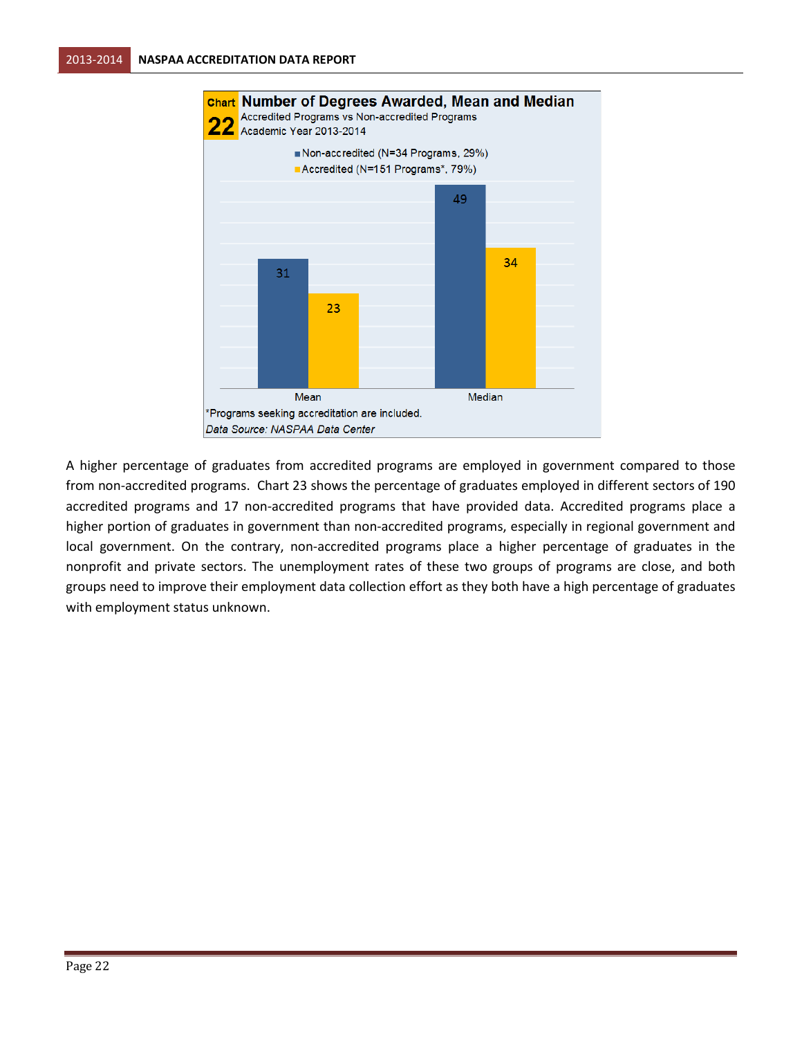**Chart 22 Number of Degrees Awarded, Mean and Median**

Accredited Programs vs Non-accredited Programs

Academic Year 2013-2014

| | Non-accredited (N=34 Programs, 29%) | Accredited (N=151 Programs*, 79%) |
|---|---|---|
| Mean | 31 | 23 |
| Median | 49 | 34 |

*Programs seeking accreditation are included.

*Data Source: NASPAA Data Center*

A higher percentage of graduates from accredited programs are employed in government compared to those from non-accredited programs. Chart 23 shows the percentage of graduates employed in different sectors of 190 accredited programs and 17 non-accredited programs that have provided data. Accredited programs place a higher portion of graduates in government than non-accredited programs, especially in regional government and local government. On the contrary, non-accredited programs place a higher percentage of graduates in the nonprofit and private sectors. The unemployment rates of these two groups of programs are close, and both groups need to improve their employment data collection effort as they both have a high percentage of graduates with employment status unknown.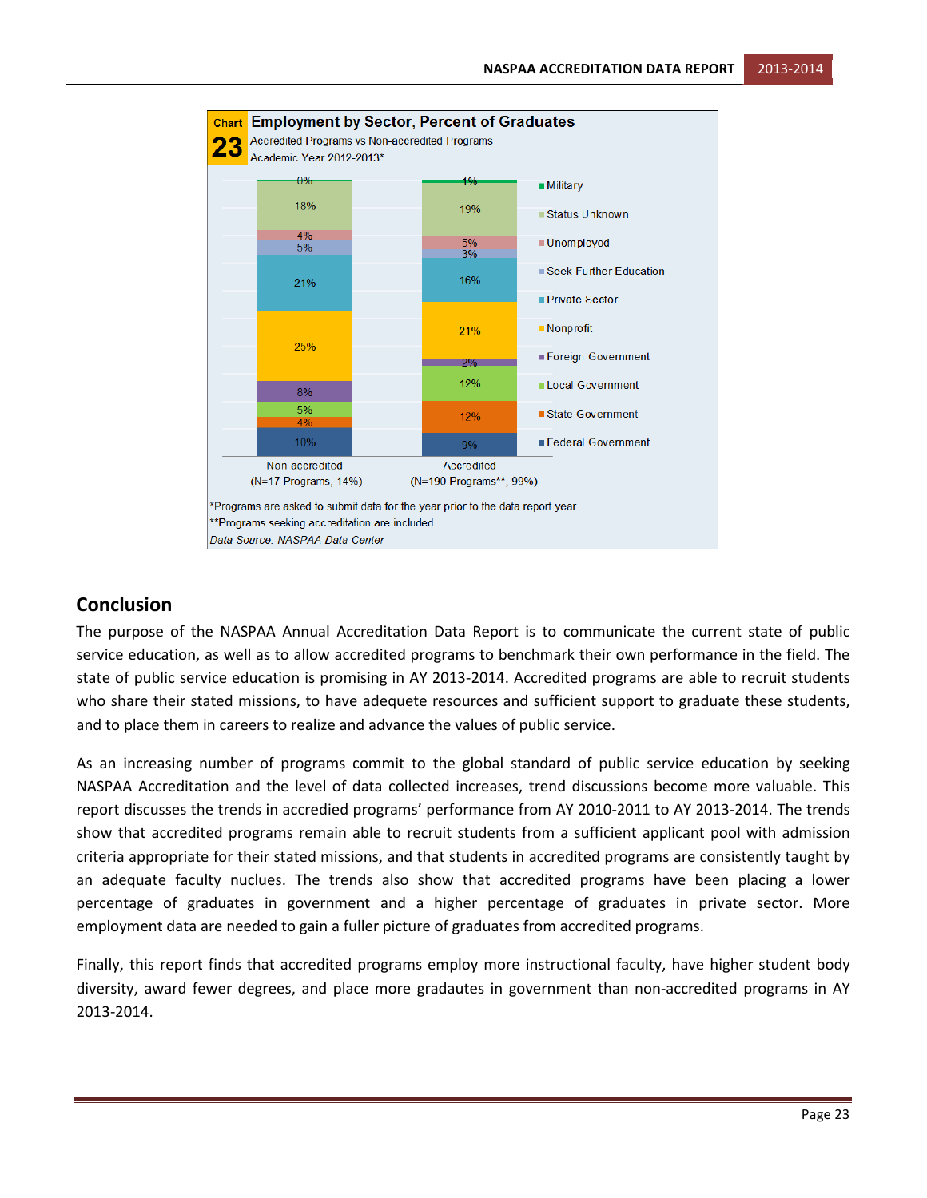**Chart 23 Employment by Sector, Percent of Graduates**
Accredited Programs vs Non-accredited Programs
Academic Year 2012-2013*

| Sector | Non-accredited (N=17 Programs, 14%) | Accredited (N=190 Programs**, 99%) |
|---|---|---|
| Military | 0% | 1% |
| Status Unknown | 18% | 19% |
| Unemployed | 4% | 5% |
| Seek Further Education | 5% | 3% |
| Private Sector | 21% | 16% |
| Nonprofit | 25% | 21% |
| Foreign Government | 8% | 2% |
| Local Government | 5% | 12% |
| State Government | 4% | 12% |
| Federal Government | 10% | 9% |

*Programs are asked to submit data for the year prior to the data report year
**Programs seeking accreditation are included.
*Data Source: NASPAA Data Center*

## Conclusion

The purpose of the NASPAA Annual Accreditation Data Report is to communicate the current state of public service education, as well as to allow accredited programs to benchmark their own performance in the field. The state of public service education is promising in AY 2013-2014. Accredited programs are able to recruit students who share their stated missions, to have adequete resources and sufficient support to graduate these students, and to place them in careers to realize and advance the values of public service.

As an increasing number of programs commit to the global standard of public service education by seeking NASPAA Accreditation and the level of data collected increases, trend discussions become more valuable. This report discusses the trends in accredied programs' performance from AY 2010-2011 to AY 2013-2014. The trends show that accredited programs remain able to recruit students from a sufficient applicant pool with admission criteria appropriate for their stated missions, and that students in accredited programs are consistently taught by an adequate faculty nuclues. The trends also show that accredited programs have been placing a lower percentage of graduates in government and a higher percentage of graduates in private sector. More employment data are needed to gain a fuller picture of graduates from accredited programs.

Finally, this report finds that accredited programs employ more instructional faculty, have higher student body diversity, award fewer degrees, and place more gradautes in government than non-accredited programs in AY 2013-2014.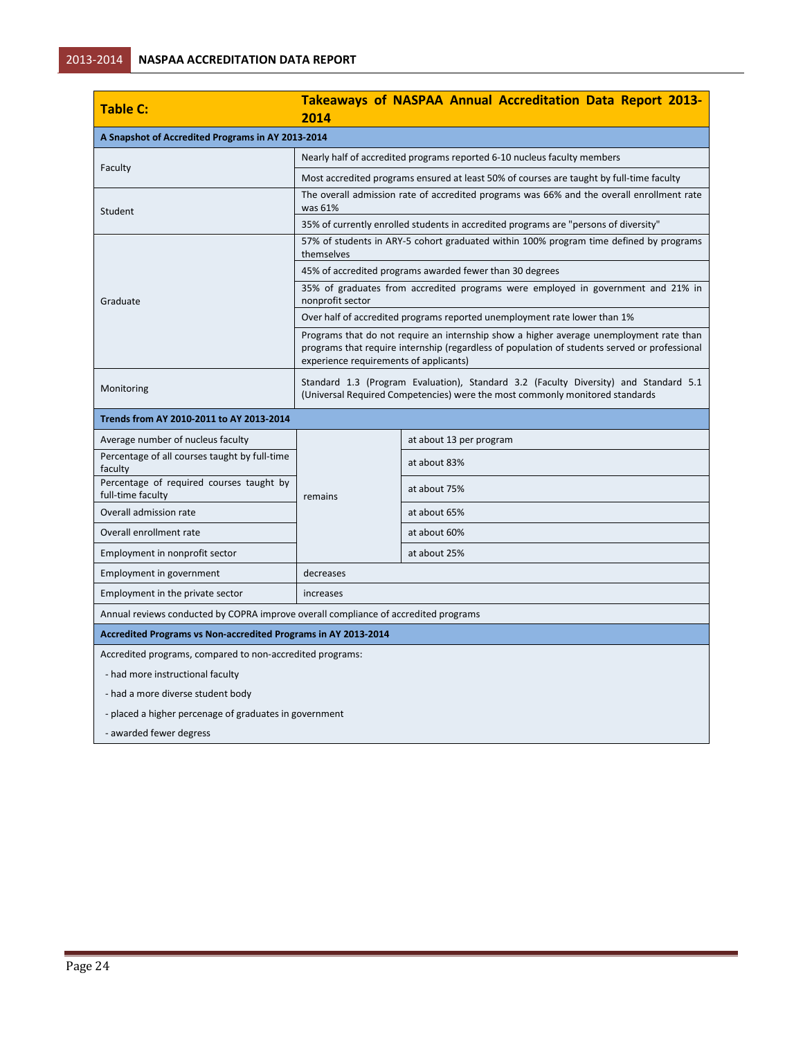| Table C: | Takeaways of NASPAA Annual Accreditation Data Report 2013-2014 | |
|---|---|---|
| **A Snapshot of Accredited Programs in AY 2013-2014** | | |
| Faculty | Nearly half of accredited programs reported 6-10 nucleus faculty members | |
| | Most accredited programs ensured at least 50% of courses are taught by full-time faculty | |
| Student | The overall admission rate of accredited programs was 66% and the overall enrollment rate was 61% | |
| | 35% of currently enrolled students in accredited programs are "persons of diversity" | |
| Graduate | 57% of students in ARY-5 cohort graduated within 100% program time defined by programs themselves | |
| | 45% of accredited programs awarded fewer than 30 degrees | |
| | 35% of graduates from accredited programs were employed in government and 21% in nonprofit sector | |
| | Over half of accredited programs reported unemployment rate lower than 1% | |
| | Programs that do not require an internship show a higher average unemployment rate than programs that require internship (regardless of population of students served or professional experience requirements of applicants) | |
| Monitoring | Standard 1.3 (Program Evaluation), Standard 3.2 (Faculty Diversity) and Standard 5.1 (Universal Required Competencies) were the most commonly monitored standards | |
| **Trends from AY 2010-2011 to AY 2013-2014** | | |
| Average number of nucleus faculty | remains | at about 13 per program |
| Percentage of all courses taught by full-time faculty | | at about 83% |
| Percentage of required courses taught by full-time faculty | | at about 75% |
| Overall admission rate | | at about 65% |
| Overall enrollment rate | | at about 60% |
| Employment in nonprofit sector | | at about 25% |
| Employment in government | decreases | |
| Employment in the private sector | increases | |
| Annual reviews conducted by COPRA improve overall compliance of accredited programs | | |
| **Accredited Programs vs Non-accredited Programs in AY 2013-2014** | | |
| Accredited programs, compared to non-accredited programs:<br>- had more instructional faculty<br>- had a more diverse student body<br>- placed a higher percenage of graduates in government<br>- awarded fewer degress | | |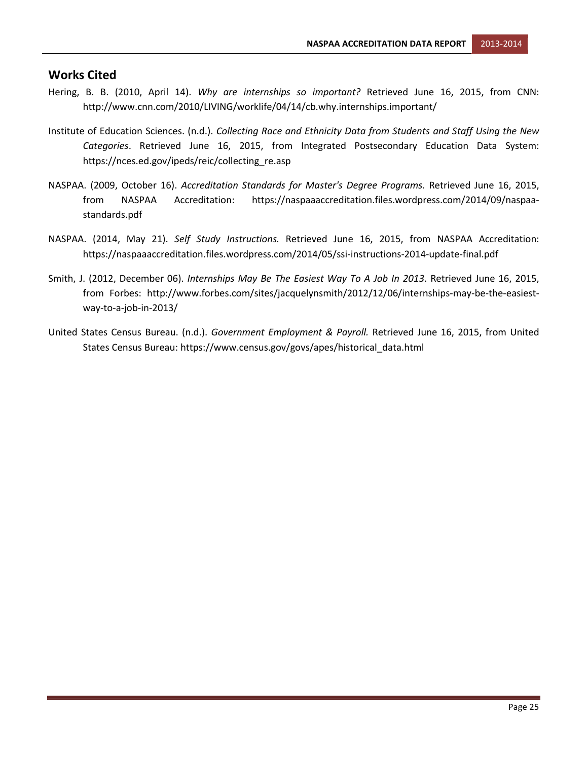## Works Cited

Hering, B. B. (2010, April 14). *Why are internships so important?* Retrieved June 16, 2015, from CNN: http://www.cnn.com/2010/LIVING/worklife/04/14/cb.why.internships.important/

Institute of Education Sciences. (n.d.). *Collecting Race and Ethnicity Data from Students and Staff Using the New Categories*. Retrieved June 16, 2015, from Integrated Postsecondary Education Data System: https://nces.ed.gov/ipeds/reic/collecting_re.asp

NASPAA. (2009, October 16). *Accreditation Standards for Master's Degree Programs.* Retrieved June 16, 2015, from NASPAA Accreditation: https://naspaaaccreditation.files.wordpress.com/2014/09/naspaa-standards.pdf

NASPAA. (2014, May 21). *Self Study Instructions.* Retrieved June 16, 2015, from NASPAA Accreditation: https://naspaaaccreditation.files.wordpress.com/2014/05/ssi-instructions-2014-update-final.pdf

Smith, J. (2012, December 06). *Internships May Be The Easiest Way To A Job In 2013*. Retrieved June 16, 2015, from Forbes: http://www.forbes.com/sites/jacquelynsmith/2012/12/06/internships-may-be-the-easiest-way-to-a-job-in-2013/

United States Census Bureau. (n.d.). *Government Employment & Payroll.* Retrieved June 16, 2015, from United States Census Bureau: https://www.census.gov/govs/apes/historical_data.html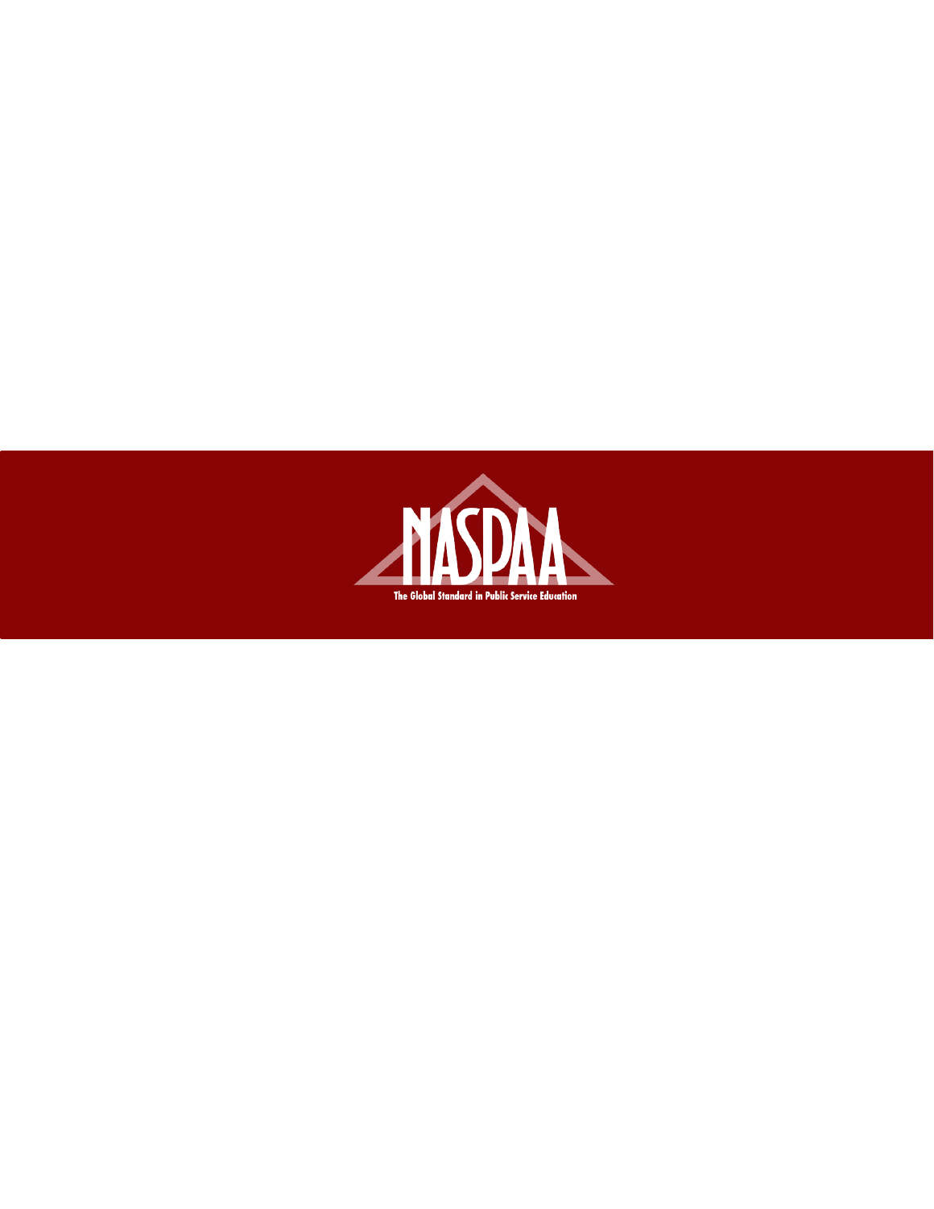NASPAA

The Global Standard in Public Service Education